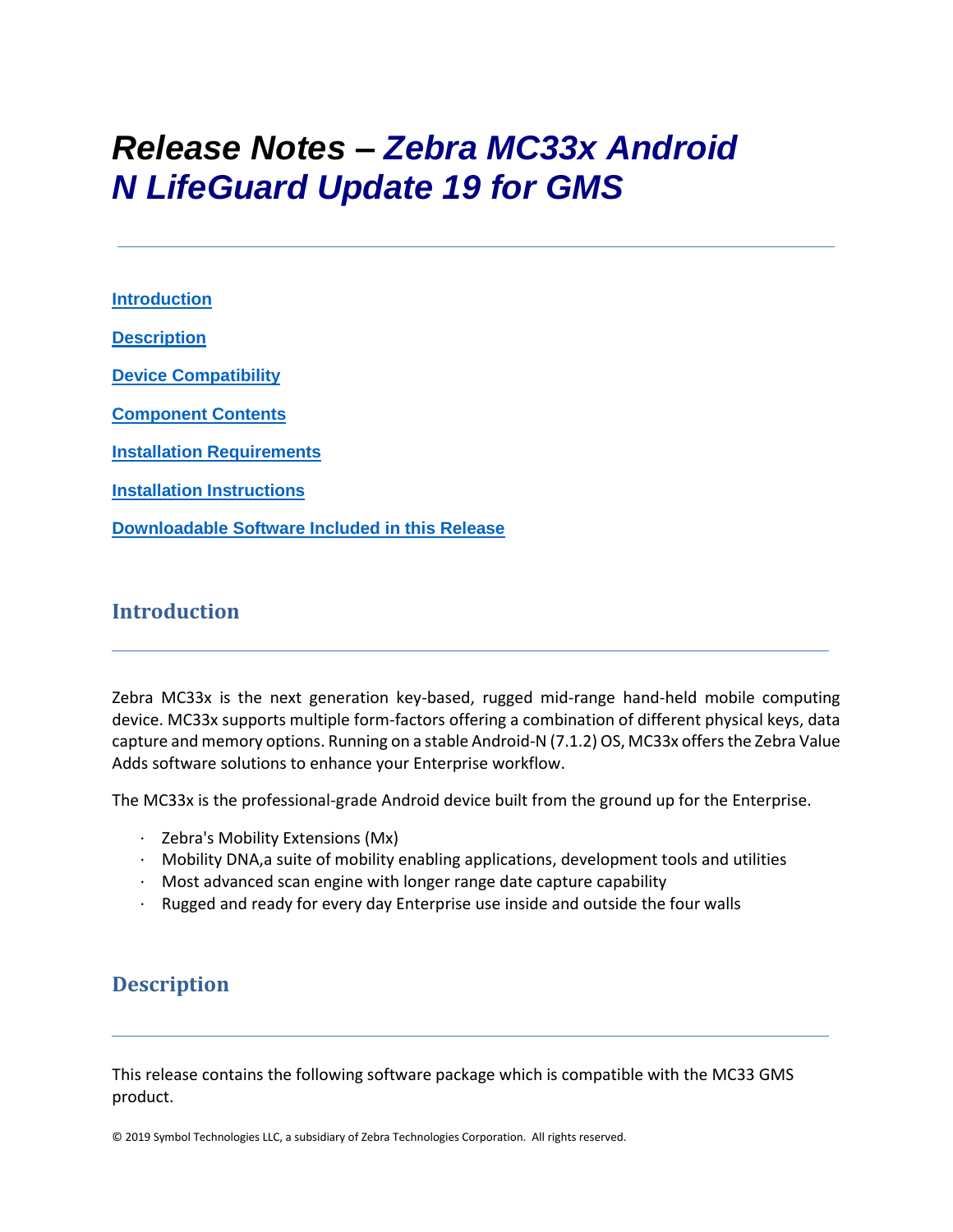# Release Notes – Zebra MC33x Android N LifeGuard Update 19 for GMS

[Introduction](#introduction)

[Description](#description)

[Device Compatibility](#device-compatibility)

[Component Contents](#component-contents)

[Installation Requirements](#installation-requirements)

[Installation Instructions](#installation-instructions)

[Downloadable Software Included in this Release](#downloadable-software-included-in-this-release)

## Introduction

Zebra MC33x is the next generation key-based, rugged mid-range hand-held mobile computing device. MC33x supports multiple form-factors offering a combination of different physical keys, data capture and memory options. Running on a stable Android-N (7.1.2) OS, MC33x offers the Zebra Value Adds software solutions to enhance your Enterprise workflow.

The MC33x is the professional-grade Android device built from the ground up for the Enterprise.

- Zebra's Mobility Extensions (Mx)
- Mobility DNA,a suite of mobility enabling applications, development tools and utilities
- Most advanced scan engine with longer range date capture capability
- Rugged and ready for every day Enterprise use inside and outside the four walls

## Description

This release contains the following software package which is compatible with the MC33 GMS product.

© 2019 Symbol Technologies LLC, a subsidiary of Zebra Technologies Corporation. All rights reserved.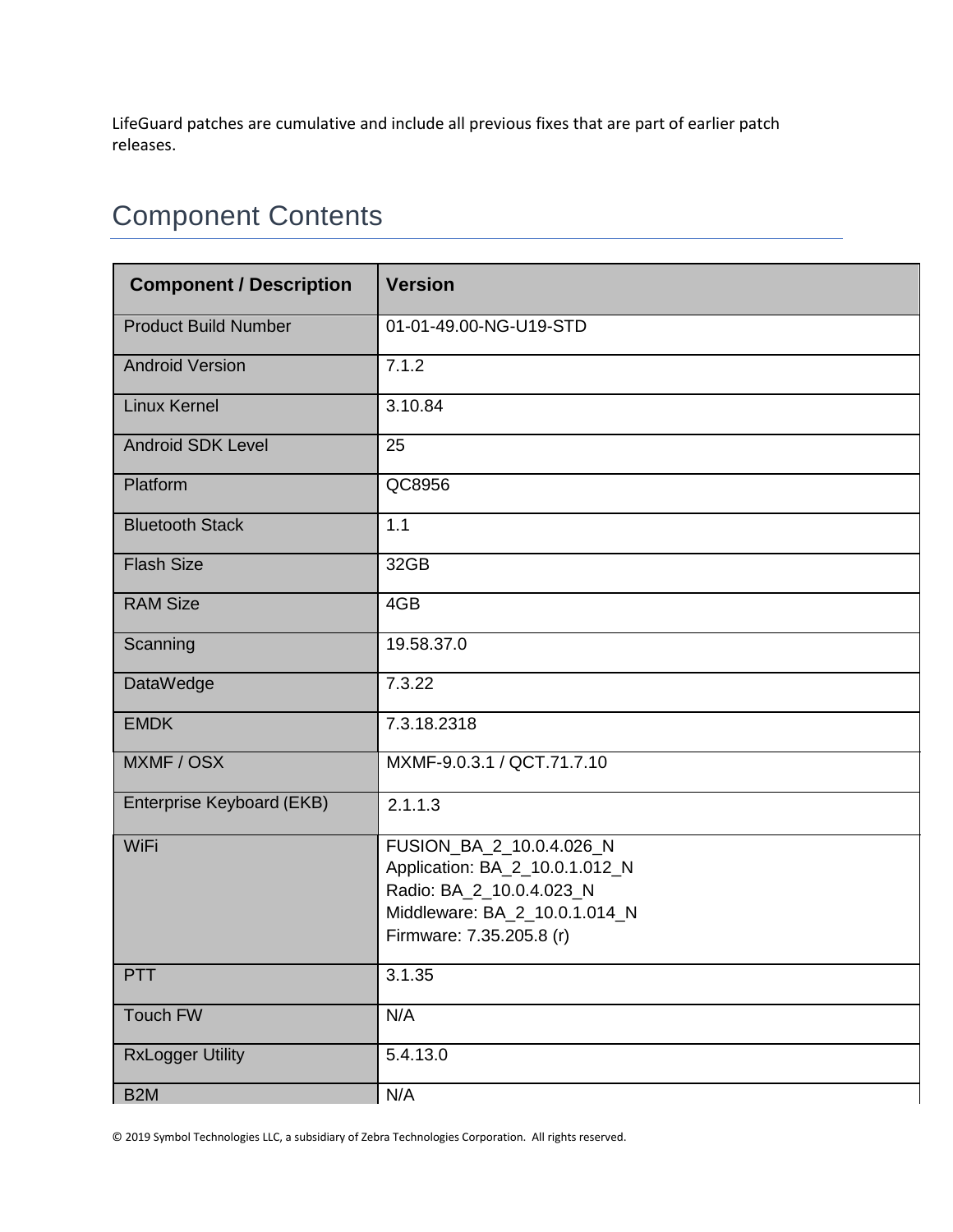LifeGuard patches are cumulative and include all previous fixes that are part of earlier patch releases.

## Component Contents

| Component / Description | Version |
| --- | --- |
| Product Build Number | 01-01-49.00-NG-U19-STD |
| Android Version | 7.1.2 |
| Linux Kernel | 3.10.84 |
| Android SDK Level | 25 |
| Platform | QC8956 |
| Bluetooth Stack | 1.1 |
| Flash Size | 32GB |
| RAM Size | 4GB |
| Scanning | 19.58.37.0 |
| DataWedge | 7.3.22 |
| EMDK | 7.3.18.2318 |
| MXMF / OSX | MXMF-9.0.3.1 / QCT.71.7.10 |
| Enterprise Keyboard (EKB) | 2.1.1.3 |
| WiFi | FUSION_BA_2_10.0.4.026_N<br>Application: BA_2_10.0.1.012_N<br>Radio: BA_2_10.0.4.023_N<br>Middleware: BA_2_10.0.1.014_N<br>Firmware: 7.35.205.8 (r) |
| PTT | 3.1.35 |
| Touch FW | N/A |
| RxLogger Utility | 5.4.13.0 |
| B2M | N/A |

© 2019 Symbol Technologies LLC, a subsidiary of Zebra Technologies Corporation. All rights reserved.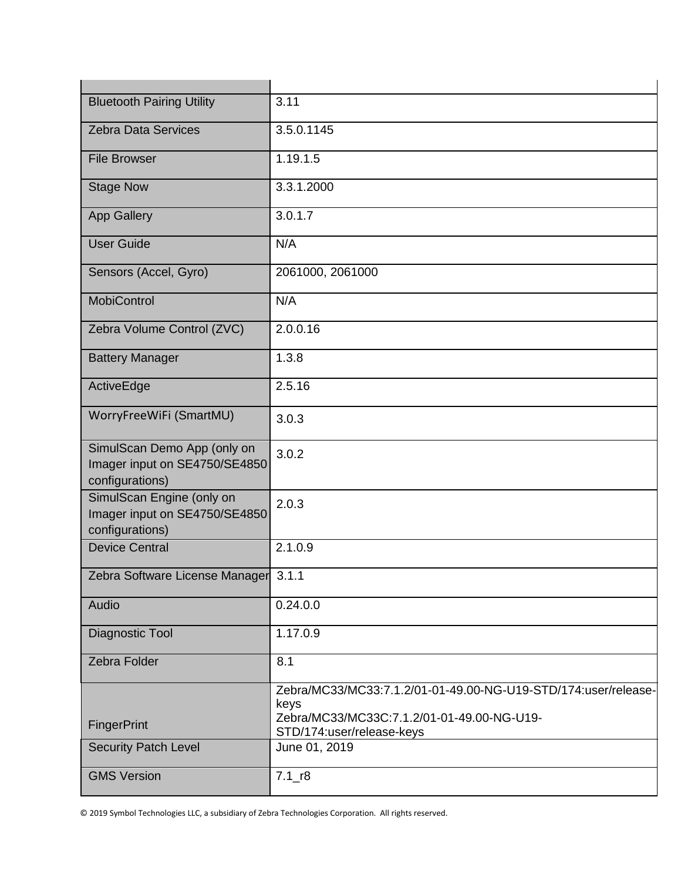| | |
|---|---|
| Bluetooth Pairing Utility | 3.11 |
| Zebra Data Services | 3.5.0.1145 |
| File Browser | 1.19.1.5 |
| Stage Now | 3.3.1.2000 |
| App Gallery | 3.0.1.7 |
| User Guide | N/A |
| Sensors (Accel, Gyro) | 2061000, 2061000 |
| MobiControl | N/A |
| Zebra Volume Control (ZVC) | 2.0.0.16 |
| Battery Manager | 1.3.8 |
| ActiveEdge | 2.5.16 |
| WorryFreeWiFi (SmartMU) | 3.0.3 |
| SimulScan Demo App (only on Imager input on SE4750/SE4850 configurations) | 3.0.2 |
| SimulScan Engine (only on Imager input on SE4750/SE4850 configurations) | 2.0.3 |
| Device Central | 2.1.0.9 |
| Zebra Software License Manager | 3.1.1 |
| Audio | 0.24.0.0 |
| Diagnostic Tool | 1.17.0.9 |
| Zebra Folder | 8.1 |
| FingerPrint | Zebra/MC33/MC33:7.1.2/01-01-49.00-NG-U19-STD/174:user/release-keys<br>Zebra/MC33/MC33C:7.1.2/01-01-49.00-NG-U19-STD/174:user/release-keys |
| Security Patch Level | June 01, 2019 |
| GMS Version | 7.1_r8 |

© 2019 Symbol Technologies LLC, a subsidiary of Zebra Technologies Corporation. All rights reserved.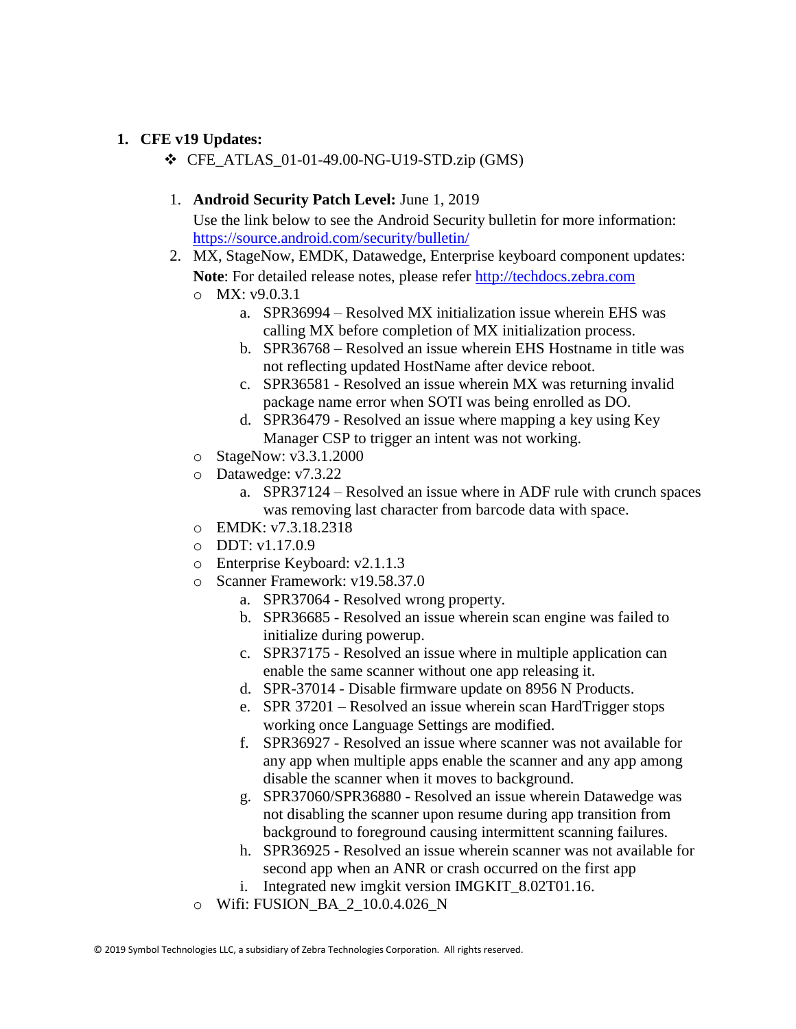1. **CFE v19 Updates:**
   - ❖ CFE_ATLAS_01-01-49.00-NG-U19-STD.zip (GMS)

   1. **Android Security Patch Level:** June 1, 2019
      Use the link below to see the Android Security bulletin for more information: [https://source.android.com/security/bulletin/](https://source.android.com/security/bulletin/)
   2. MX, StageNow, EMDK, Datawedge, Enterprise keyboard component updates:
      **Note**: For detailed release notes, please refer [http://techdocs.zebra.com](http://techdocs.zebra.com)
      - MX: v9.0.3.1
        a. SPR36994 – Resolved MX initialization issue wherein EHS was calling MX before completion of MX initialization process.
        b. SPR36768 – Resolved an issue wherein EHS Hostname in title was not reflecting updated HostName after device reboot.
        c. SPR36581 - Resolved an issue wherein MX was returning invalid package name error when SOTI was being enrolled as DO.
        d. SPR36479 - Resolved an issue where mapping a key using Key Manager CSP to trigger an intent was not working.
      - StageNow: v3.3.1.2000
      - Datawedge: v7.3.22
        a. SPR37124 – Resolved an issue where in ADF rule with crunch spaces was removing last character from barcode data with space.
      - EMDK: v7.3.18.2318
      - DDT: v1.17.0.9
      - Enterprise Keyboard: v2.1.1.3
      - Scanner Framework: v19.58.37.0
        a. SPR37064 - Resolved wrong property.
        b. SPR36685 - Resolved an issue wherein scan engine was failed to initialize during powerup.
        c. SPR37175 - Resolved an issue where in multiple application can enable the same scanner without one app releasing it.
        d. SPR-37014 - Disable firmware update on 8956 N Products.
        e. SPR 37201 – Resolved an issue wherein scan HardTrigger stops working once Language Settings are modified.
        f. SPR36927 - Resolved an issue where scanner was not available for any app when multiple apps enable the scanner and any app among disable the scanner when it moves to background.
        g. SPR37060/SPR36880 - Resolved an issue wherein Datawedge was not disabling the scanner upon resume during app transition from background to foreground causing intermittent scanning failures.
        h. SPR36925 - Resolved an issue wherein scanner was not available for second app when an ANR or crash occurred on the first app
        i. Integrated new imgkit version IMGKIT_8.02T01.16.
      - Wifi: FUSION_BA_2_10.0.4.026_N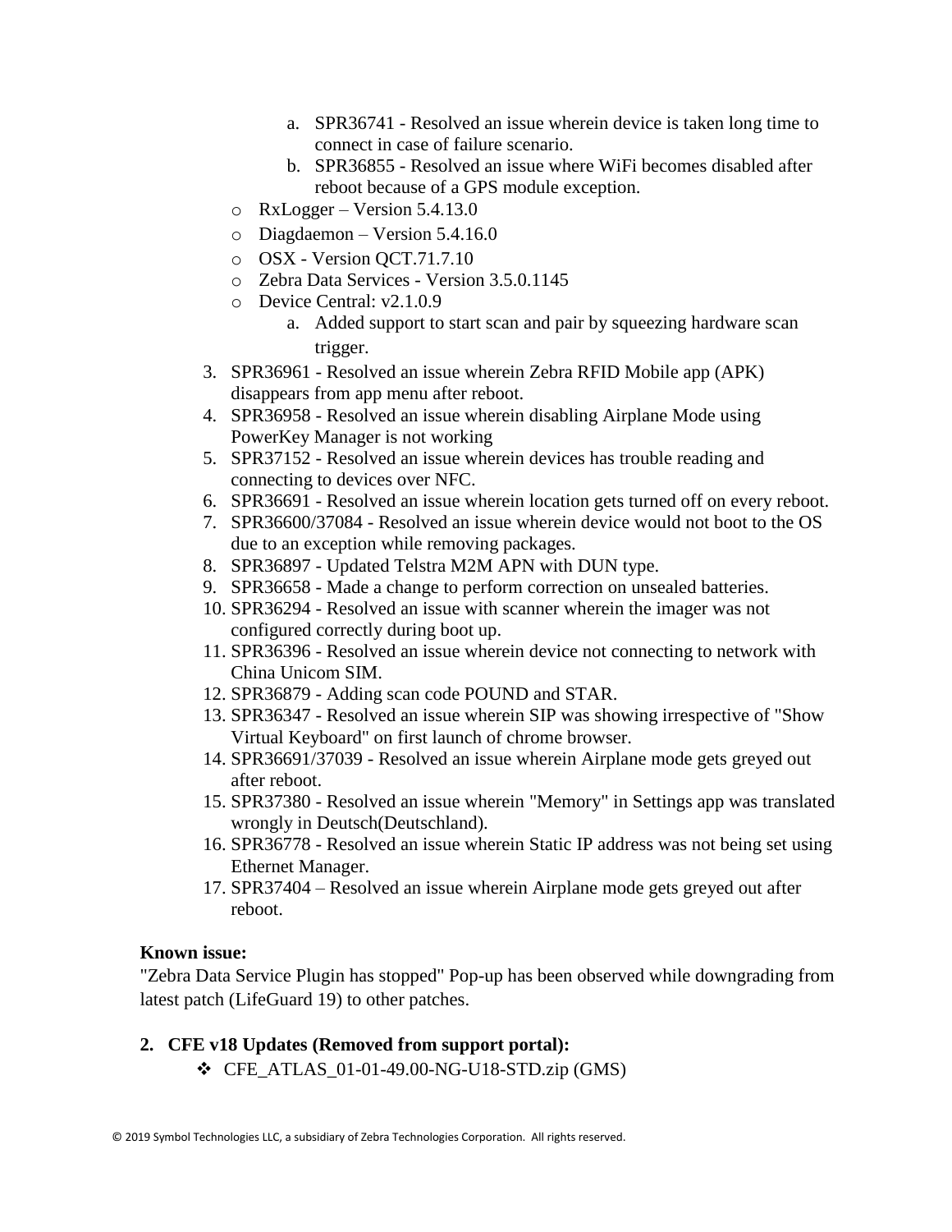a. SPR36741 - Resolved an issue wherein device is taken long time to connect in case of failure scenario.
   b. SPR36855 - Resolved an issue where WiFi becomes disabled after reboot because of a GPS module exception.

   - RxLogger – Version 5.4.13.0
   - Diagdaemon – Version 5.4.16.0
   - OSX - Version QCT.71.7.10
   - Zebra Data Services - Version 3.5.0.1145
   - Device Central: v2.1.0.9
     a. Added support to start scan and pair by squeezing hardware scan trigger.

3. SPR36961 - Resolved an issue wherein Zebra RFID Mobile app (APK) disappears from app menu after reboot.
4. SPR36958 - Resolved an issue wherein disabling Airplane Mode using PowerKey Manager is not working
5. SPR37152 - Resolved an issue wherein devices has trouble reading and connecting to devices over NFC.
6. SPR36691 - Resolved an issue wherein location gets turned off on every reboot.
7. SPR36600/37084 - Resolved an issue wherein device would not boot to the OS due to an exception while removing packages.
8. SPR36897 - Updated Telstra M2M APN with DUN type.
9. SPR36658 - Made a change to perform correction on unsealed batteries.
10. SPR36294 - Resolved an issue with scanner wherein the imager was not configured correctly during boot up.
11. SPR36396 - Resolved an issue wherein device not connecting to network with China Unicom SIM.
12. SPR36879 - Adding scan code POUND and STAR.
13. SPR36347 - Resolved an issue wherein SIP was showing irrespective of "Show Virtual Keyboard" on first launch of chrome browser.
14. SPR36691/37039 - Resolved an issue wherein Airplane mode gets greyed out after reboot.
15. SPR37380 - Resolved an issue wherein "Memory" in Settings app was translated wrongly in Deutsch(Deutschland).
16. SPR36778 - Resolved an issue wherein Static IP address was not being set using Ethernet Manager.
17. SPR37404 – Resolved an issue wherein Airplane mode gets greyed out after reboot.

**Known issue:**

"Zebra Data Service Plugin has stopped" Pop-up has been observed while downgrading from latest patch (LifeGuard 19) to other patches.

2. **CFE v18 Updates (Removed from support portal):**
   - ❖ CFE_ATLAS_01-01-49.00-NG-U18-STD.zip (GMS)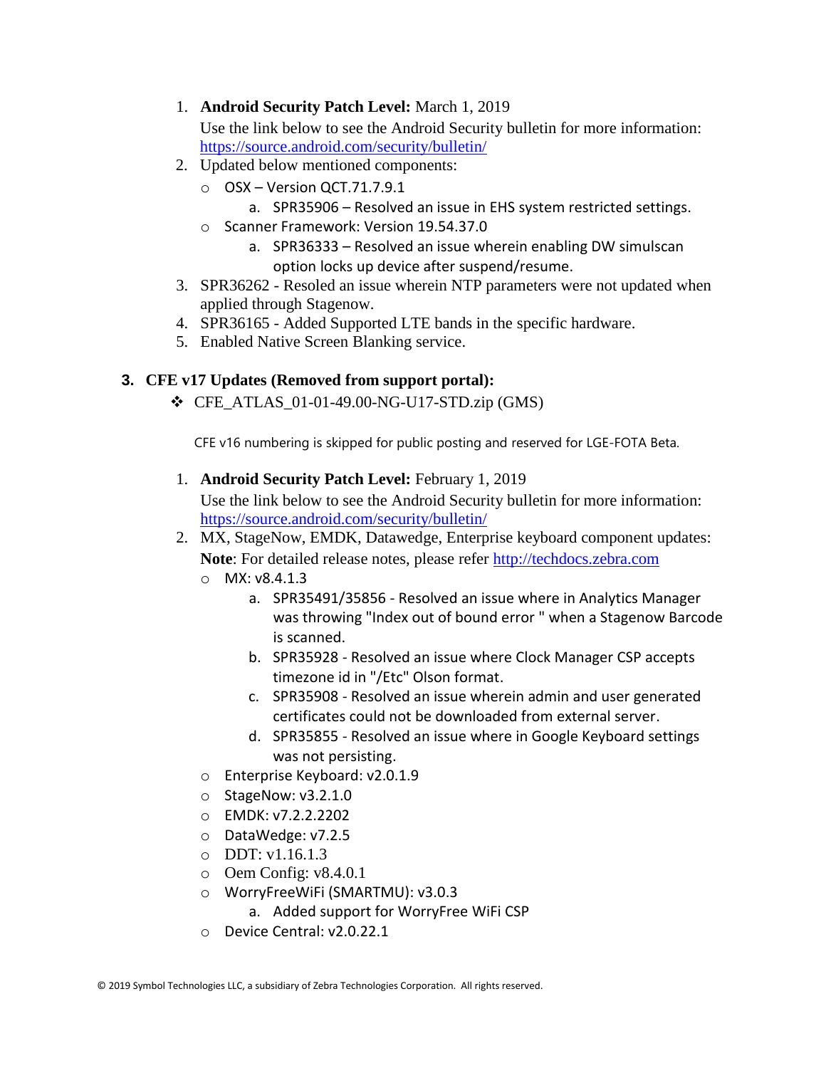1. **Android Security Patch Level:** March 1, 2019
   Use the link below to see the Android Security bulletin for more information: https://source.android.com/security/bulletin/
2. Updated below mentioned components:
   - OSX – Version QCT.71.7.9.1
     a. SPR35906 – Resolved an issue in EHS system restricted settings.
   - Scanner Framework: Version 19.54.37.0
     a. SPR36333 – Resolved an issue wherein enabling DW simulscan option locks up device after suspend/resume.
3. SPR36262 - Resoled an issue wherein NTP parameters were not updated when applied through Stagenow.
4. SPR36165 - Added Supported LTE bands in the specific hardware.
5. Enabled Native Screen Blanking service.

### 3. CFE v17 Updates (Removed from support portal):

- CFE_ATLAS_01-01-49.00-NG-U17-STD.zip (GMS)

CFE v16 numbering is skipped for public posting and reserved for LGE-FOTA Beta.

1. **Android Security Patch Level:** February 1, 2019
   Use the link below to see the Android Security bulletin for more information: https://source.android.com/security/bulletin/
2. MX, StageNow, EMDK, Datawedge, Enterprise keyboard component updates:
   **Note**: For detailed release notes, please refer http://techdocs.zebra.com
   - MX: v8.4.1.3
     a. SPR35491/35856 - Resolved an issue where in Analytics Manager was throwing "Index out of bound error " when a Stagenow Barcode is scanned.
     b. SPR35928 - Resolved an issue where Clock Manager CSP accepts timezone id in "/Etc" Olson format.
     c. SPR35908 - Resolved an issue wherein admin and user generated certificates could not be downloaded from external server.
     d. SPR35855 - Resolved an issue where in Google Keyboard settings was not persisting.
   - Enterprise Keyboard: v2.0.1.9
   - StageNow: v3.2.1.0
   - EMDK: v7.2.2.2202
   - DataWedge: v7.2.5
   - DDT: v1.16.1.3
   - Oem Config: v8.4.0.1
   - WorryFreeWiFi (SMARTMU): v3.0.3
     a. Added support for WorryFree WiFi CSP
   - Device Central: v2.0.22.1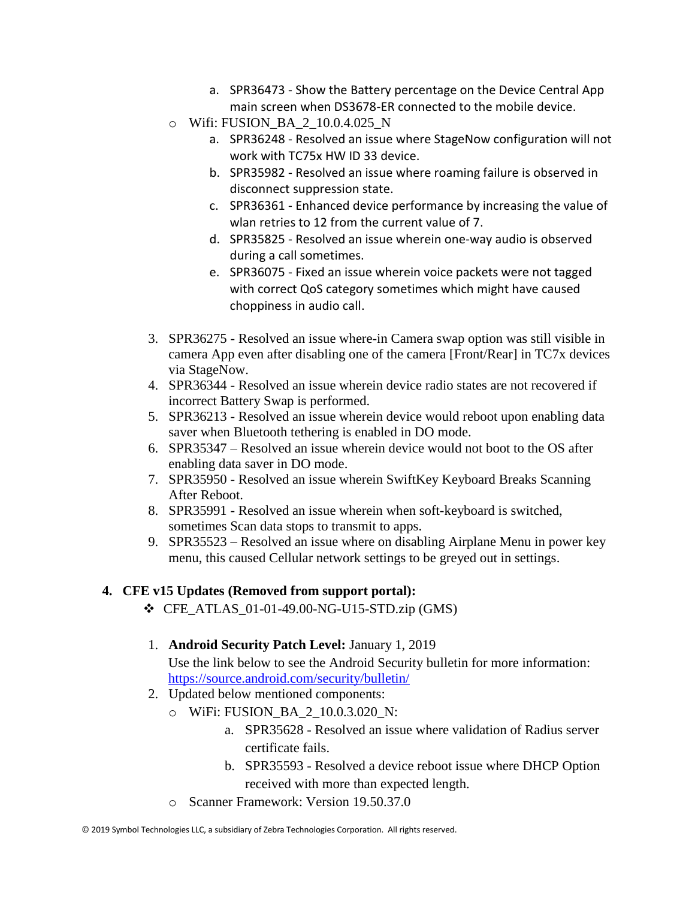a. SPR36473 - Show the Battery percentage on the Device Central App main screen when DS3678-ER connected to the mobile device.
- Wifi: FUSION_BA_2_10.0.4.025_N
   a. SPR36248 - Resolved an issue where StageNow configuration will not work with TC75x HW ID 33 device.
   b. SPR35982 - Resolved an issue where roaming failure is observed in disconnect suppression state.
   c. SPR36361 - Enhanced device performance by increasing the value of wlan retries to 12 from the current value of 7.
   d. SPR35825 - Resolved an issue wherein one-way audio is observed during a call sometimes.
   e. SPR36075 - Fixed an issue wherein voice packets were not tagged with correct QoS category sometimes which might have caused choppiness in audio call.

3. SPR36275 - Resolved an issue where-in Camera swap option was still visible in camera App even after disabling one of the camera [Front/Rear] in TC7x devices via StageNow.
4. SPR36344 - Resolved an issue wherein device radio states are not recovered if incorrect Battery Swap is performed.
5. SPR36213 - Resolved an issue wherein device would reboot upon enabling data saver when Bluetooth tethering is enabled in DO mode.
6. SPR35347 – Resolved an issue wherein device would not boot to the OS after enabling data saver in DO mode.
7. SPR35950 - Resolved an issue wherein SwiftKey Keyboard Breaks Scanning After Reboot.
8. SPR35991 - Resolved an issue wherein when soft-keyboard is switched, sometimes Scan data stops to transmit to apps.
9. SPR35523 – Resolved an issue where on disabling Airplane Menu in power key menu, this caused Cellular network settings to be greyed out in settings.

## 4. CFE v15 Updates (Removed from support portal):

- CFE_ATLAS_01-01-49.00-NG-U15-STD.zip (GMS)

1. **Android Security Patch Level:** January 1, 2019
   Use the link below to see the Android Security bulletin for more information: https://source.android.com/security/bulletin/
2. Updated below mentioned components:
   - WiFi: FUSION_BA_2_10.0.3.020_N:
      a. SPR35628 - Resolved an issue where validation of Radius server certificate fails.
      b. SPR35593 - Resolved a device reboot issue where DHCP Option received with more than expected length.
   - Scanner Framework: Version 19.50.37.0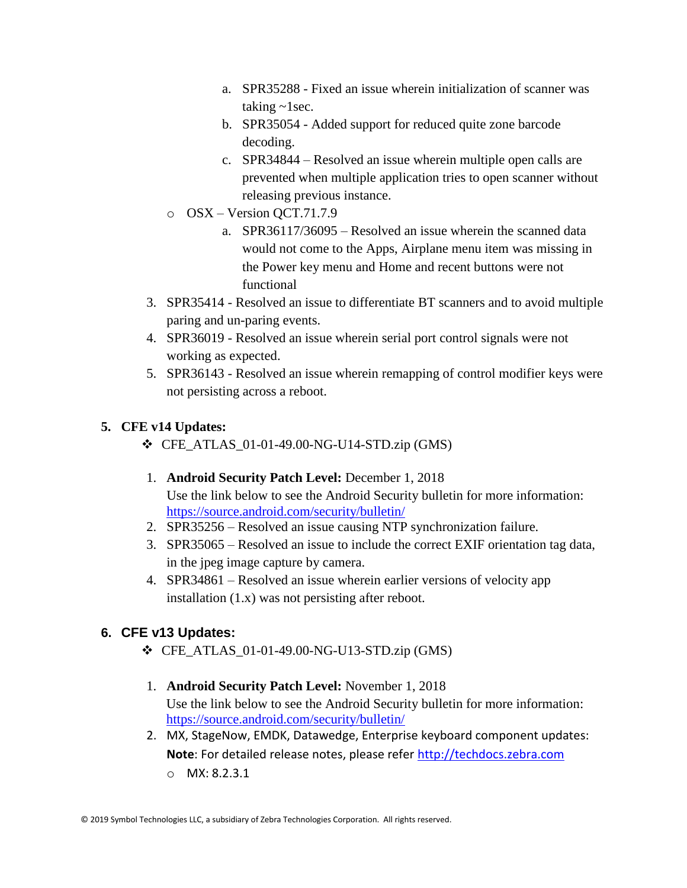- a. SPR35288 - Fixed an issue wherein initialization of scanner was taking ~1sec.
   - b. SPR35054 - Added support for reduced quite zone barcode decoding.
   - c. SPR34844 – Resolved an issue wherein multiple open calls are prevented when multiple application tries to open scanner without releasing previous instance.
 - OSX – Version QCT.71.7.9
   - a. SPR36117/36095 – Resolved an issue wherein the scanned data would not come to the Apps, Airplane menu item was missing in the Power key menu and Home and recent buttons were not functional
3. SPR35414 - Resolved an issue to differentiate BT scanners and to avoid multiple paring and un-paring events.
4. SPR36019 - Resolved an issue wherein serial port control signals were not working as expected.
5. SPR36143 - Resolved an issue wherein remapping of control modifier keys were not persisting across a reboot.

## 5. CFE v14 Updates:

- ❖ CFE_ATLAS_01-01-49.00-NG-U14-STD.zip (GMS)

1. **Android Security Patch Level:** December 1, 2018
   Use the link below to see the Android Security bulletin for more information: https://source.android.com/security/bulletin/
2. SPR35256 – Resolved an issue causing NTP synchronization failure.
3. SPR35065 – Resolved an issue to include the correct EXIF orientation tag data, in the jpeg image capture by camera.
4. SPR34861 – Resolved an issue wherein earlier versions of velocity app installation (1.x) was not persisting after reboot.

## 6. CFE v13 Updates:

- ❖ CFE_ATLAS_01-01-49.00-NG-U13-STD.zip (GMS)

1. **Android Security Patch Level:** November 1, 2018
   Use the link below to see the Android Security bulletin for more information: https://source.android.com/security/bulletin/
2. MX, StageNow, EMDK, Datawedge, Enterprise keyboard component updates:
   **Note**: For detailed release notes, please refer http://techdocs.zebra.com
   - MX: 8.2.3.1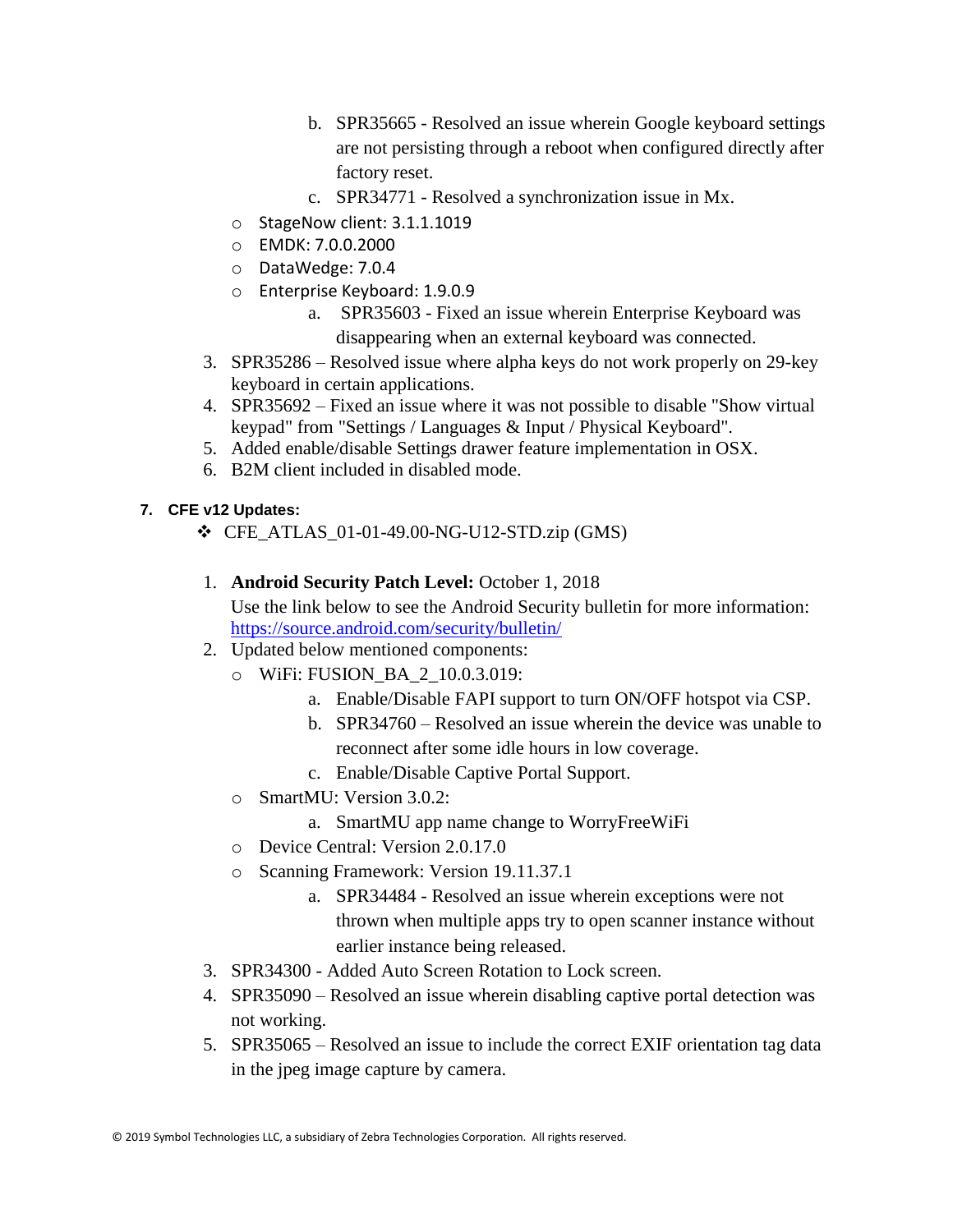b. SPR35665 - Resolved an issue wherein Google keyboard settings are not persisting through a reboot when configured directly after factory reset.
      c. SPR34771 - Resolved a synchronization issue in Mx.
   - StageNow client: 3.1.1.1019
   - EMDK: 7.0.0.2000
   - DataWedge: 7.0.4
   - Enterprise Keyboard: 1.9.0.9
      a. SPR35603 - Fixed an issue wherein Enterprise Keyboard was disappearing when an external keyboard was connected.
3. SPR35286 – Resolved issue where alpha keys do not work properly on 29-key keyboard in certain applications.
4. SPR35692 – Fixed an issue where it was not possible to disable "Show virtual keypad" from "Settings / Languages & Input / Physical Keyboard".
5. Added enable/disable Settings drawer feature implementation in OSX.
6. B2M client included in disabled mode.

**7. CFE v12 Updates:**

- CFE_ATLAS_01-01-49.00-NG-U12-STD.zip (GMS)

1. **Android Security Patch Level:** October 1, 2018
   Use the link below to see the Android Security bulletin for more information: [https://source.android.com/security/bulletin/](https://source.android.com/security/bulletin/)
2. Updated below mentioned components:
   - WiFi: FUSION_BA_2_10.0.3.019:
      a. Enable/Disable FAPI support to turn ON/OFF hotspot via CSP.
      b. SPR34760 – Resolved an issue wherein the device was unable to reconnect after some idle hours in low coverage.
      c. Enable/Disable Captive Portal Support.
   - SmartMU: Version 3.0.2:
      a. SmartMU app name change to WorryFreeWiFi
   - Device Central: Version 2.0.17.0
   - Scanning Framework: Version 19.11.37.1
      a. SPR34484 - Resolved an issue wherein exceptions were not thrown when multiple apps try to open scanner instance without earlier instance being released.
3. SPR34300 - Added Auto Screen Rotation to Lock screen.
4. SPR35090 – Resolved an issue wherein disabling captive portal detection was not working.
5. SPR35065 – Resolved an issue to include the correct EXIF orientation tag data in the jpeg image capture by camera.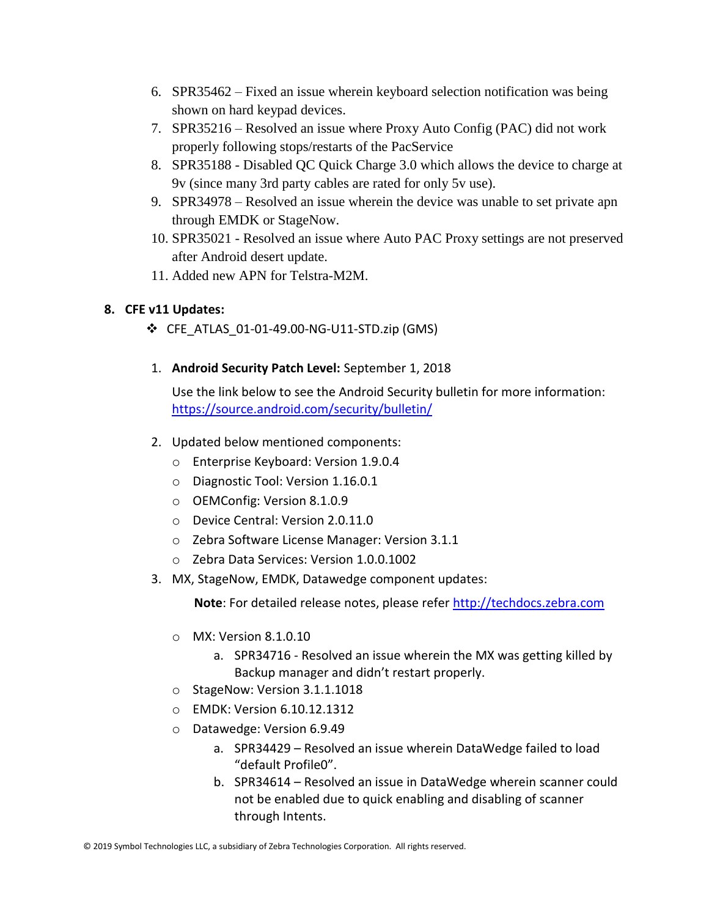6. SPR35462 – Fixed an issue wherein keyboard selection notification was being shown on hard keypad devices.
7. SPR35216 – Resolved an issue where Proxy Auto Config (PAC) did not work properly following stops/restarts of the PacService
8. SPR35188 - Disabled QC Quick Charge 3.0 which allows the device to charge at 9v (since many 3rd party cables are rated for only 5v use).
9. SPR34978 – Resolved an issue wherein the device was unable to set private apn through EMDK or StageNow.
10. SPR35021 - Resolved an issue where Auto PAC Proxy settings are not preserved after Android desert update.
11. Added new APN for Telstra-M2M.

## 8. CFE v11 Updates:

- CFE_ATLAS_01-01-49.00-NG-U11-STD.zip (GMS)

1. **Android Security Patch Level:** September 1, 2018

   Use the link below to see the Android Security bulletin for more information: https://source.android.com/security/bulletin/

2. Updated below mentioned components:
   - Enterprise Keyboard: Version 1.9.0.4
   - Diagnostic Tool: Version 1.16.0.1
   - OEMConfig: Version 8.1.0.9
   - Device Central: Version 2.0.11.0
   - Zebra Software License Manager: Version 3.1.1
   - Zebra Data Services: Version 1.0.0.1002
3. MX, StageNow, EMDK, Datawedge component updates:

   **Note**: For detailed release notes, please refer http://techdocs.zebra.com

   - MX: Version 8.1.0.10
     a. SPR34716 - Resolved an issue wherein the MX was getting killed by Backup manager and didn't restart properly.
   - StageNow: Version 3.1.1.1018
   - EMDK: Version 6.10.12.1312
   - Datawedge: Version 6.9.49
     a. SPR34429 – Resolved an issue wherein DataWedge failed to load "default Profile0".
     b. SPR34614 – Resolved an issue in DataWedge wherein scanner could not be enabled due to quick enabling and disabling of scanner through Intents.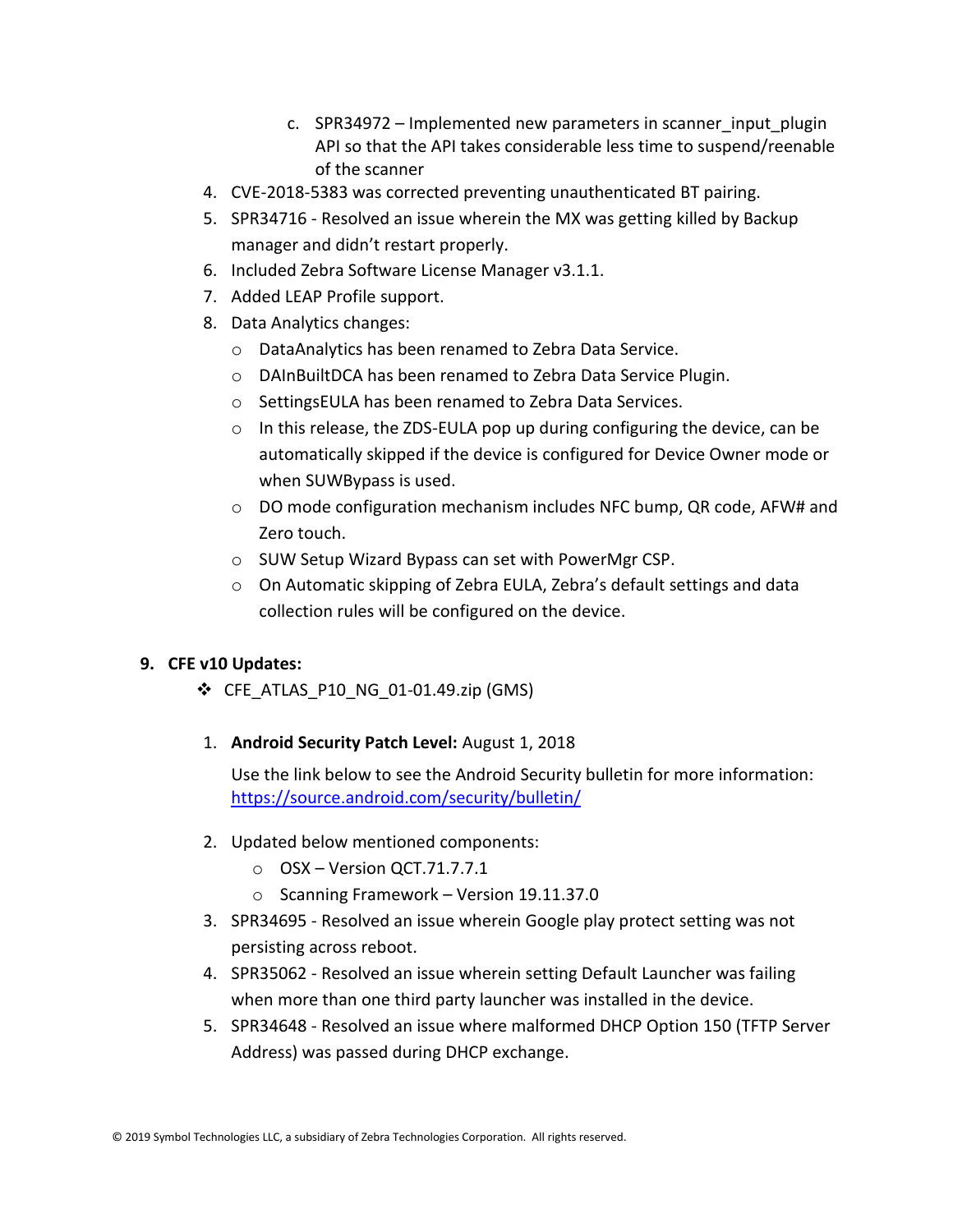c. SPR34972 – Implemented new parameters in scanner_input_plugin API so that the API takes considerable less time to suspend/reenable of the scanner

4. CVE-2018-5383 was corrected preventing unauthenticated BT pairing.
5. SPR34716 - Resolved an issue wherein the MX was getting killed by Backup manager and didn’t restart properly.
6. Included Zebra Software License Manager v3.1.1.
7. Added LEAP Profile support.
8. Data Analytics changes:
   - DataAnalytics has been renamed to Zebra Data Service.
   - DAInBuiltDCA has been renamed to Zebra Data Service Plugin.
   - SettingsEULA has been renamed to Zebra Data Services.
   - In this release, the ZDS-EULA pop up during configuring the device, can be automatically skipped if the device is configured for Device Owner mode or when SUWBypass is used.
   - DO mode configuration mechanism includes NFC bump, QR code, AFW# and Zero touch.
   - SUW Setup Wizard Bypass can set with PowerMgr CSP.
   - On Automatic skipping of Zebra EULA, Zebra’s default settings and data collection rules will be configured on the device.

## 9. CFE v10 Updates:

- CFE_ATLAS_P10_NG_01-01.49.zip (GMS)

1. **Android Security Patch Level:** August 1, 2018

   Use the link below to see the Android Security bulletin for more information: https://source.android.com/security/bulletin/

2. Updated below mentioned components:
   - OSX – Version QCT.71.7.7.1
   - Scanning Framework – Version 19.11.37.0
3. SPR34695 - Resolved an issue wherein Google play protect setting was not persisting across reboot.
4. SPR35062 - Resolved an issue wherein setting Default Launcher was failing when more than one third party launcher was installed in the device.
5. SPR34648 - Resolved an issue where malformed DHCP Option 150 (TFTP Server Address) was passed during DHCP exchange.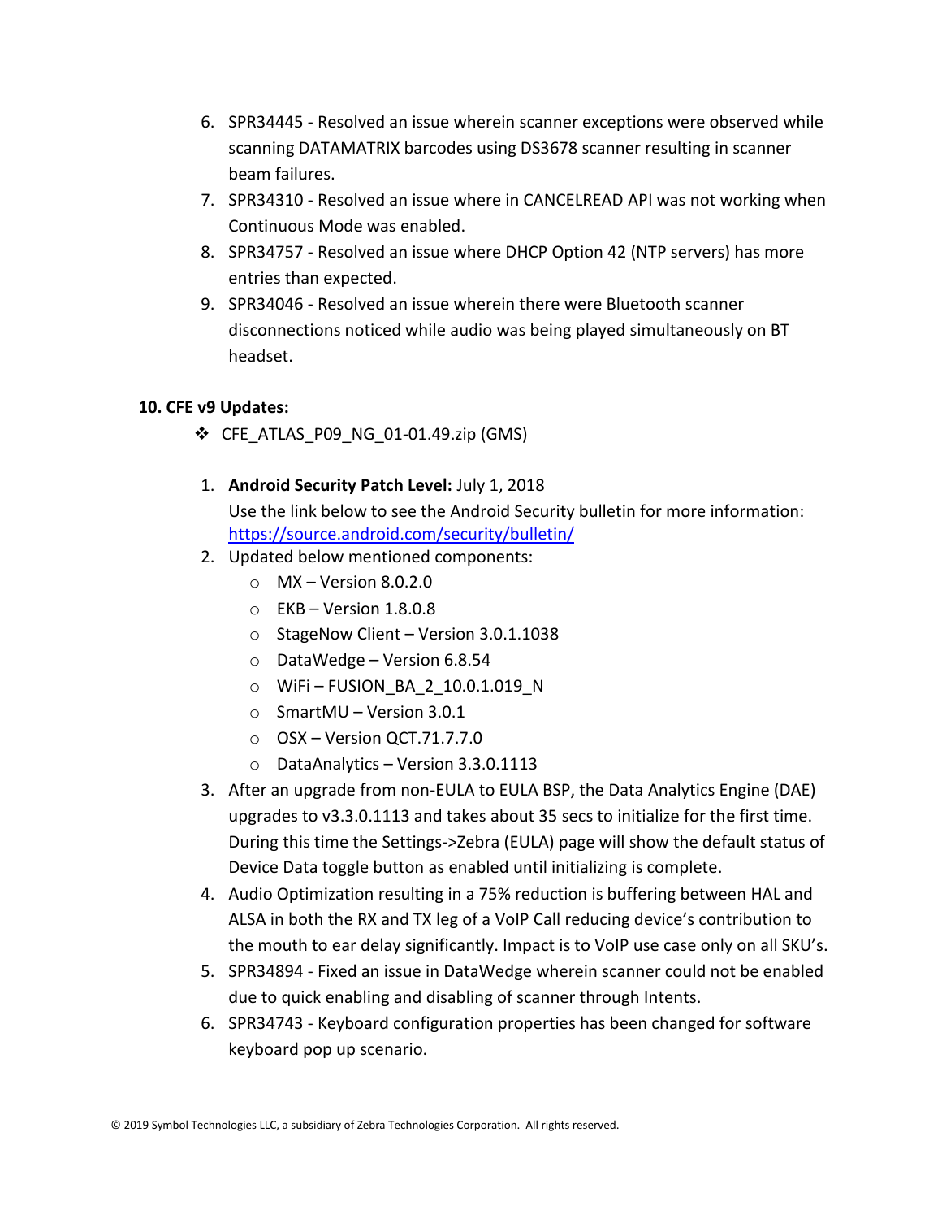6. SPR34445 - Resolved an issue wherein scanner exceptions were observed while scanning DATAMATRIX barcodes using DS3678 scanner resulting in scanner beam failures.
7. SPR34310 - Resolved an issue where in CANCELREAD API was not working when Continuous Mode was enabled.
8. SPR34757 - Resolved an issue where DHCP Option 42 (NTP servers) has more entries than expected.
9. SPR34046 - Resolved an issue wherein there were Bluetooth scanner disconnections noticed while audio was being played simultaneously on BT headset.

**10. CFE v9 Updates:**

- CFE_ATLAS_P09_NG_01-01.49.zip (GMS)

1. **Android Security Patch Level:** July 1, 2018
   Use the link below to see the Android Security bulletin for more information: https://source.android.com/security/bulletin/
2. Updated below mentioned components:
   - MX – Version 8.0.2.0
   - EKB – Version 1.8.0.8
   - StageNow Client – Version 3.0.1.1038
   - DataWedge – Version 6.8.54
   - WiFi – FUSION_BA_2_10.0.1.019_N
   - SmartMU – Version 3.0.1
   - OSX – Version QCT.71.7.7.0
   - DataAnalytics – Version 3.3.0.1113
3. After an upgrade from non-EULA to EULA BSP, the Data Analytics Engine (DAE) upgrades to v3.3.0.1113 and takes about 35 secs to initialize for the first time. During this time the Settings->Zebra (EULA) page will show the default status of Device Data toggle button as enabled until initializing is complete.
4. Audio Optimization resulting in a 75% reduction is buffering between HAL and ALSA in both the RX and TX leg of a VoIP Call reducing device's contribution to the mouth to ear delay significantly. Impact is to VoIP use case only on all SKU's.
5. SPR34894 - Fixed an issue in DataWedge wherein scanner could not be enabled due to quick enabling and disabling of scanner through Intents.
6. SPR34743 - Keyboard configuration properties has been changed for software keyboard pop up scenario.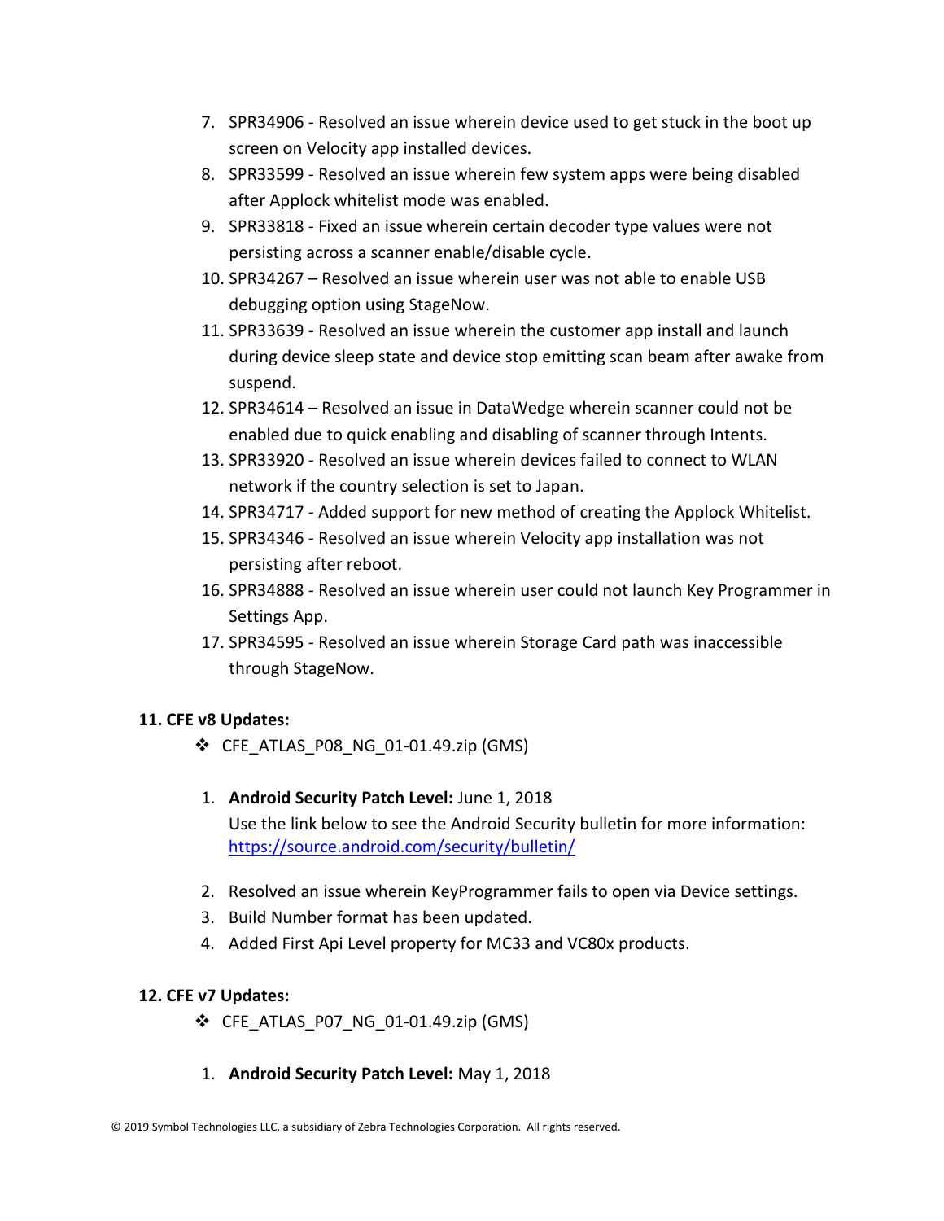7. SPR34906 - Resolved an issue wherein device used to get stuck in the boot up screen on Velocity app installed devices.
8. SPR33599 - Resolved an issue wherein few system apps were being disabled after Applock whitelist mode was enabled.
9. SPR33818 - Fixed an issue wherein certain decoder type values were not persisting across a scanner enable/disable cycle.
10. SPR34267 – Resolved an issue wherein user was not able to enable USB debugging option using StageNow.
11. SPR33639 - Resolved an issue wherein the customer app install and launch during device sleep state and device stop emitting scan beam after awake from suspend.
12. SPR34614 – Resolved an issue in DataWedge wherein scanner could not be enabled due to quick enabling and disabling of scanner through Intents.
13. SPR33920 - Resolved an issue wherein devices failed to connect to WLAN network if the country selection is set to Japan.
14. SPR34717 - Added support for new method of creating the Applock Whitelist.
15. SPR34346 - Resolved an issue wherein Velocity app installation was not persisting after reboot.
16. SPR34888 - Resolved an issue wherein user could not launch Key Programmer in Settings App.
17. SPR34595 - Resolved an issue wherein Storage Card path was inaccessible through StageNow.

**11. CFE v8 Updates:**

- CFE_ATLAS_P08_NG_01-01.49.zip (GMS)

1. **Android Security Patch Level:** June 1, 2018
   Use the link below to see the Android Security bulletin for more information: https://source.android.com/security/bulletin/
2. Resolved an issue wherein KeyProgrammer fails to open via Device settings.
3. Build Number format has been updated.
4. Added First Api Level property for MC33 and VC80x products.

**12. CFE v7 Updates:**

- CFE_ATLAS_P07_NG_01-01.49.zip (GMS)

1. **Android Security Patch Level:** May 1, 2018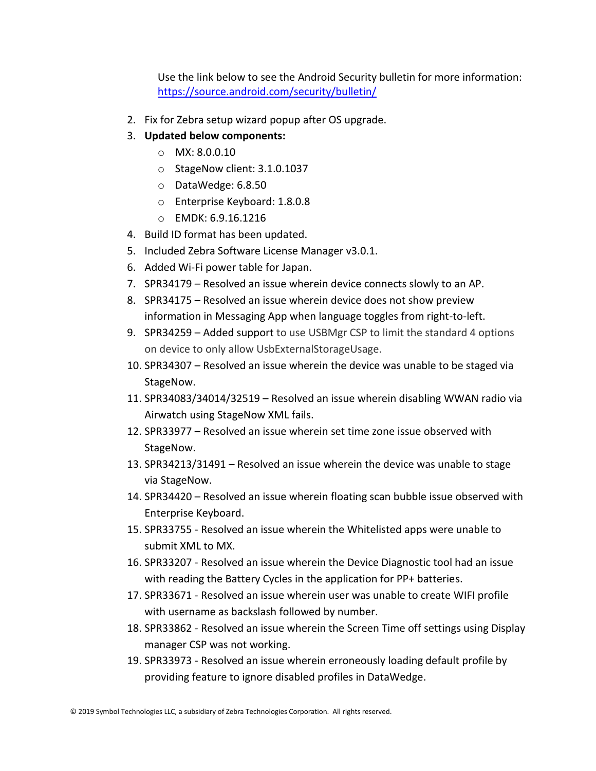Use the link below to see the Android Security bulletin for more information: [https://source.android.com/security/bulletin/](https://source.android.com/security/bulletin/)

2. Fix for Zebra setup wizard popup after OS upgrade.
3. **Updated below components:**
   - MX: 8.0.0.10
   - StageNow client: 3.1.0.1037
   - DataWedge: 6.8.50
   - Enterprise Keyboard: 1.8.0.8
   - EMDK: 6.9.16.1216
4. Build ID format has been updated.
5. Included Zebra Software License Manager v3.0.1.
6. Added Wi-Fi power table for Japan.
7. SPR34179 – Resolved an issue wherein device connects slowly to an AP.
8. SPR34175 – Resolved an issue wherein device does not show preview information in Messaging App when language toggles from right-to-left.
9. SPR34259 – Added support to use USBMgr CSP to limit the standard 4 options on device to only allow UsbExternalStorageUsage.
10. SPR34307 – Resolved an issue wherein the device was unable to be staged via StageNow.
11. SPR34083/34014/32519 – Resolved an issue wherein disabling WWAN radio via Airwatch using StageNow XML fails.
12. SPR33977 – Resolved an issue wherein set time zone issue observed with StageNow.
13. SPR34213/31491 – Resolved an issue wherein the device was unable to stage via StageNow.
14. SPR34420 – Resolved an issue wherein floating scan bubble issue observed with Enterprise Keyboard.
15. SPR33755 - Resolved an issue wherein the Whitelisted apps were unable to submit XML to MX.
16. SPR33207 - Resolved an issue wherein the Device Diagnostic tool had an issue with reading the Battery Cycles in the application for PP+ batteries.
17. SPR33671 - Resolved an issue wherein user was unable to create WIFI profile with username as backslash followed by number.
18. SPR33862 - Resolved an issue wherein the Screen Time off settings using Display manager CSP was not working.
19. SPR33973 - Resolved an issue wherein erroneously loading default profile by providing feature to ignore disabled profiles in DataWedge.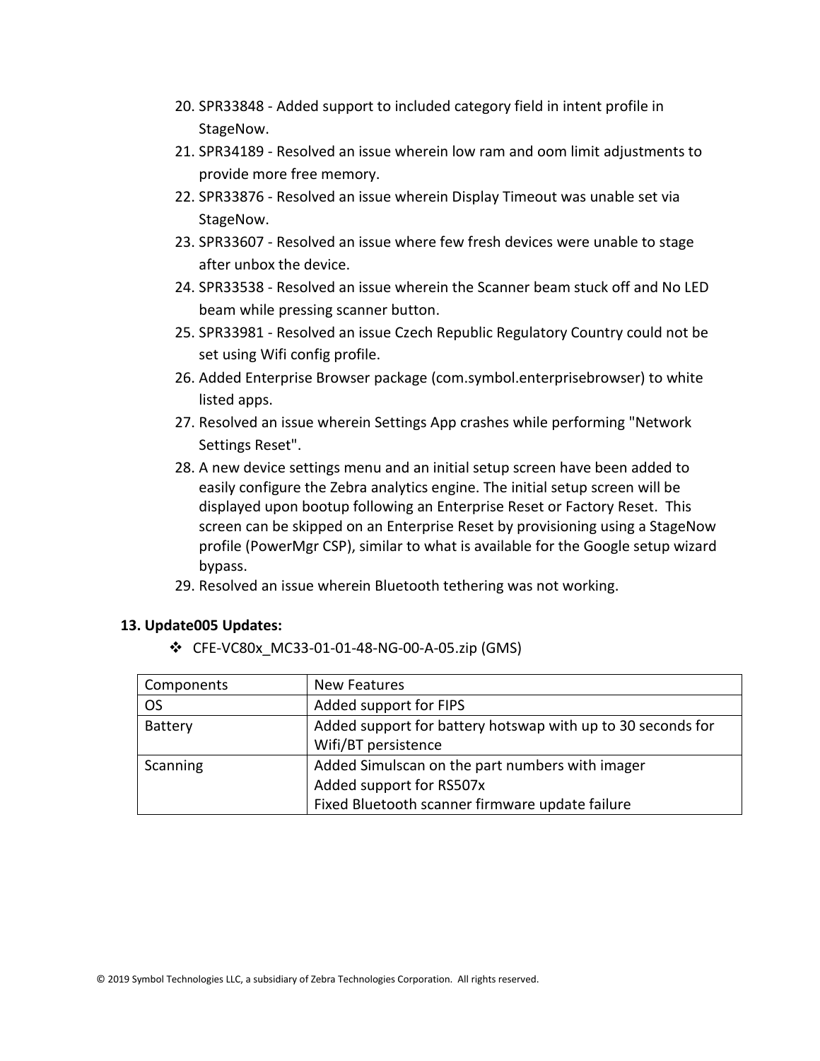20. SPR33848 - Added support to included category field in intent profile in StageNow.
21. SPR34189 - Resolved an issue wherein low ram and oom limit adjustments to provide more free memory.
22. SPR33876 - Resolved an issue wherein Display Timeout was unable set via StageNow.
23. SPR33607 - Resolved an issue where few fresh devices were unable to stage after unbox the device.
24. SPR33538 - Resolved an issue wherein the Scanner beam stuck off and No LED beam while pressing scanner button.
25. SPR33981 - Resolved an issue Czech Republic Regulatory Country could not be set using Wifi config profile.
26. Added Enterprise Browser package (com.symbol.enterprisebrowser) to white listed apps.
27. Resolved an issue wherein Settings App crashes while performing "Network Settings Reset".
28. A new device settings menu and an initial setup screen have been added to easily configure the Zebra analytics engine. The initial setup screen will be displayed upon bootup following an Enterprise Reset or Factory Reset. This screen can be skipped on an Enterprise Reset by provisioning using a StageNow profile (PowerMgr CSP), similar to what is available for the Google setup wizard bypass.
29. Resolved an issue wherein Bluetooth tethering was not working.

**13. Update005 Updates:**

- CFE-VC80x_MC33-01-01-48-NG-00-A-05.zip (GMS)

| Components | New Features |
|---|---|
| OS | Added support for FIPS |
| Battery | Added support for battery hotswap with up to 30 seconds for Wifi/BT persistence |
| Scanning | Added Simulscan on the part numbers with imager<br>Added support for RS507x<br>Fixed Bluetooth scanner firmware update failure |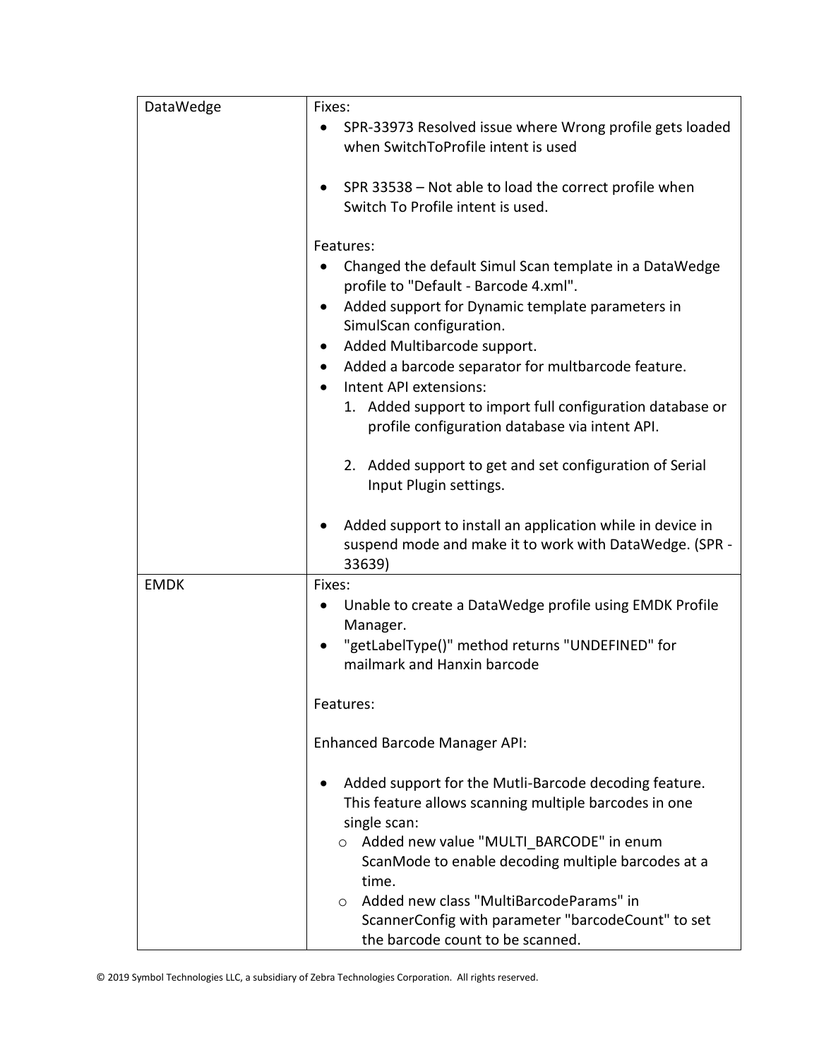| | |
|---|---|
| DataWedge | Fixes:<br>• SPR-33973 Resolved issue where Wrong profile gets loaded when SwitchToProfile intent is used<br><br>• SPR 33538 – Not able to load the correct profile when Switch To Profile intent is used.<br><br>Features:<br>• Changed the default Simul Scan template in a DataWedge profile to "Default - Barcode 4.xml".<br>• Added support for Dynamic template parameters in SimulScan configuration.<br>• Added Multibarcode support.<br>• Added a barcode separator for multbarcode feature.<br>• Intent API extensions:<br>1. Added support to import full configuration database or profile configuration database via intent API.<br><br>2. Added support to get and set configuration of Serial Input Plugin settings.<br><br>• Added support to install an application while in device in suspend mode and make it to work with DataWedge. (SPR - 33639) |
| EMDK | Fixes:<br>• Unable to create a DataWedge profile using EMDK Profile Manager.<br>• "getLabelType()" method returns "UNDEFINED" for mailmark and Hanxin barcode<br><br>Features:<br><br>Enhanced Barcode Manager API:<br><br>• Added support for the Mutli-Barcode decoding feature. This feature allows scanning multiple barcodes in one single scan:<br>○ Added new value "MULTI_BARCODE" in enum ScanMode to enable decoding multiple barcodes at a time.<br>○ Added new class "MultiBarcodeParams" in ScannerConfig with parameter "barcodeCount" to set the barcode count to be scanned. |

© 2019 Symbol Technologies LLC, a subsidiary of Zebra Technologies Corporation. All rights reserved.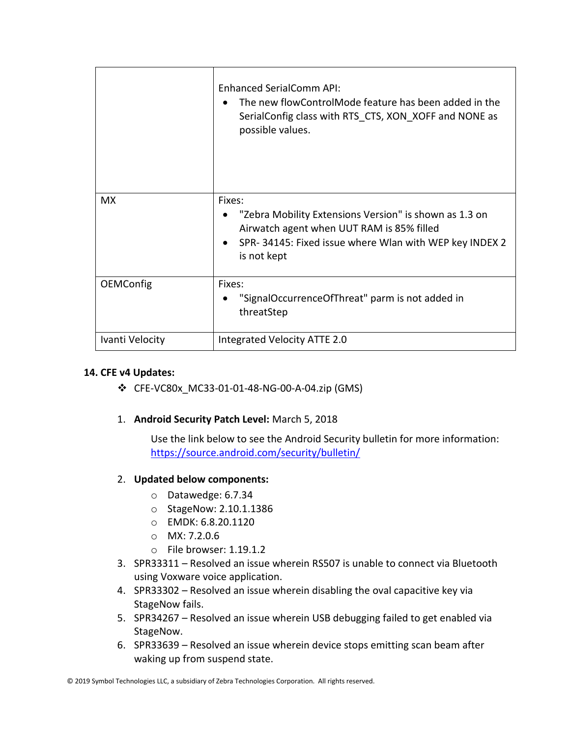| | |
|---|---|
| | Enhanced SerialComm API:<br>• The new flowControlMode feature has been added in the SerialConfig class with RTS_CTS, XON_XOFF and NONE as possible values. |
| MX | Fixes:<br>• "Zebra Mobility Extensions Version" is shown as 1.3 on Airwatch agent when UUT RAM is 85% filled<br>• SPR- 34145: Fixed issue where Wlan with WEP key INDEX 2 is not kept |
| OEMConfig | Fixes:<br>• "SignalOccurrenceOfThreat" parm is not added in threatStep |
| Ivanti Velocity | Integrated Velocity ATTE 2.0 |

### 14. CFE v4 Updates:

- CFE-VC80x_MC33-01-01-48-NG-00-A-04.zip (GMS)

1. **Android Security Patch Level:** March 5, 2018

   Use the link below to see the Android Security bulletin for more information: https://source.android.com/security/bulletin/

2. **Updated below components:**
   - Datawedge: 6.7.34
   - StageNow: 2.10.1.1386
   - EMDK: 6.8.20.1120
   - MX: 7.2.0.6
   - File browser: 1.19.1.2
3. SPR33311 – Resolved an issue wherein RS507 is unable to connect via Bluetooth using Voxware voice application.
4. SPR33302 – Resolved an issue wherein disabling the oval capacitive key via StageNow fails.
5. SPR34267 – Resolved an issue wherein USB debugging failed to get enabled via StageNow.
6. SPR33639 – Resolved an issue wherein device stops emitting scan beam after waking up from suspend state.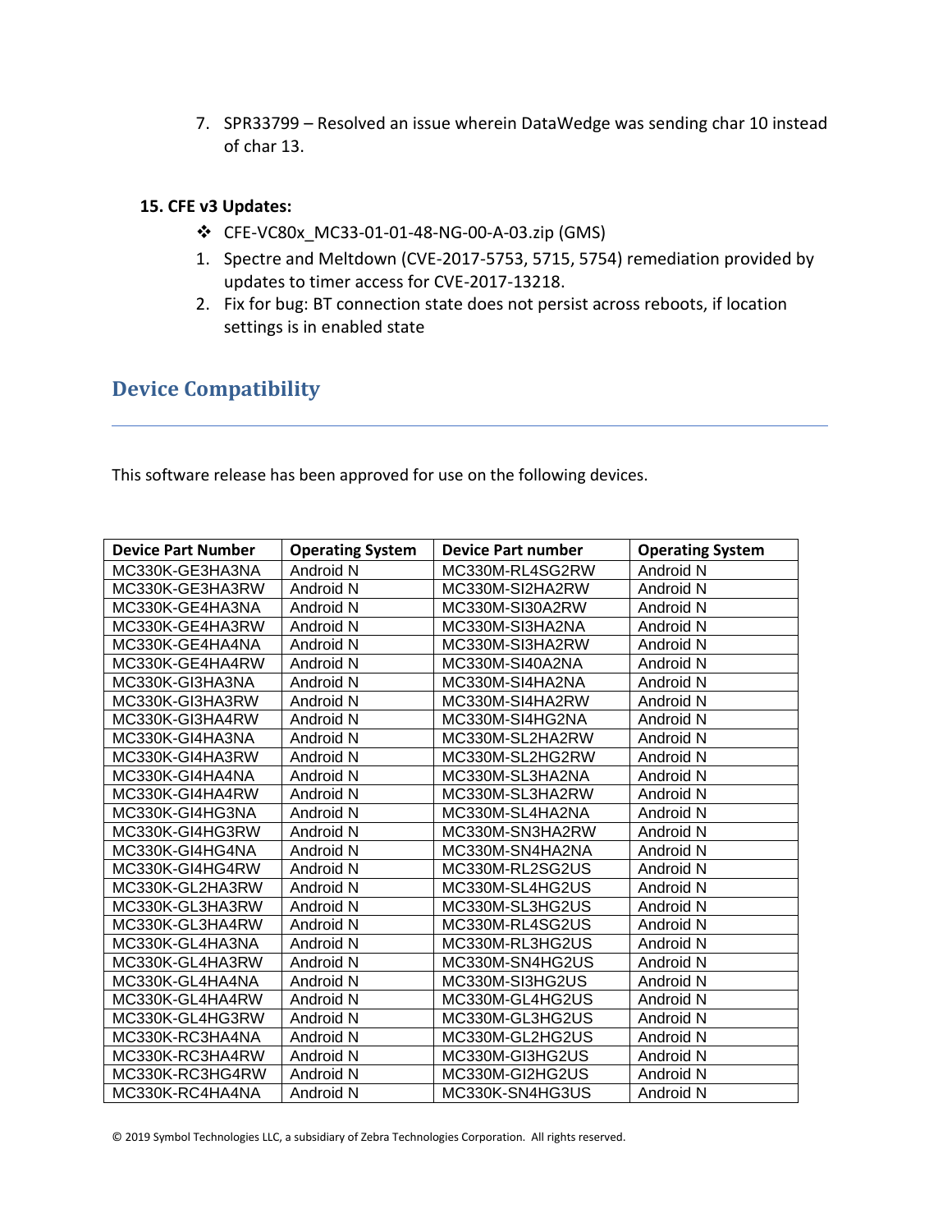7. SPR33799 – Resolved an issue wherein DataWedge was sending char 10 instead of char 13.

**15. CFE v3 Updates:**

- CFE-VC80x_MC33-01-01-48-NG-00-A-03.zip (GMS)

1. Spectre and Meltdown (CVE-2017-5753, 5715, 5754) remediation provided by updates to timer access for CVE-2017-13218.
2. Fix for bug: BT connection state does not persist across reboots, if location settings is in enabled state

## Device Compatibility

This software release has been approved for use on the following devices.

| Device Part Number | Operating System | Device Part number | Operating System |
|---|---|---|---|
| MC330K-GE3HA3NA | Android N | MC330M-RL4SG2RW | Android N |
| MC330K-GE3HA3RW | Android N | MC330M-SI2HA2RW | Android N |
| MC330K-GE4HA3NA | Android N | MC330M-SI30A2RW | Android N |
| MC330K-GE4HA3RW | Android N | MC330M-SI3HA2NA | Android N |
| MC330K-GE4HA4NA | Android N | MC330M-SI3HA2RW | Android N |
| MC330K-GE4HA4RW | Android N | MC330M-SI40A2NA | Android N |
| MC330K-GI3HA3NA | Android N | MC330M-SI4HA2NA | Android N |
| MC330K-GI3HA3RW | Android N | MC330M-SI4HA2RW | Android N |
| MC330K-GI3HA4RW | Android N | MC330M-SI4HG2NA | Android N |
| MC330K-GI4HA3NA | Android N | MC330M-SL2HA2RW | Android N |
| MC330K-GI4HA3RW | Android N | MC330M-SL2HG2RW | Android N |
| MC330K-GI4HA4NA | Android N | MC330M-SL3HA2NA | Android N |
| MC330K-GI4HA4RW | Android N | MC330M-SL3HA2RW | Android N |
| MC330K-GI4HG3NA | Android N | MC330M-SL4HA2NA | Android N |
| MC330K-GI4HG3RW | Android N | MC330M-SN3HA2RW | Android N |
| MC330K-GI4HG4NA | Android N | MC330M-SN4HA2NA | Android N |
| MC330K-GI4HG4RW | Android N | MC330M-RL2SG2US | Android N |
| MC330K-GL2HA3RW | Android N | MC330M-SL4HG2US | Android N |
| MC330K-GL3HA3RW | Android N | MC330M-SL3HG2US | Android N |
| MC330K-GL3HA4RW | Android N | MC330M-RL4SG2US | Android N |
| MC330K-GL4HA3NA | Android N | MC330M-RL3HG2US | Android N |
| MC330K-GL4HA3RW | Android N | MC330M-SN4HG2US | Android N |
| MC330K-GL4HA4NA | Android N | MC330M-SI3HG2US | Android N |
| MC330K-GL4HA4RW | Android N | MC330M-GL4HG2US | Android N |
| MC330K-GL4HG3RW | Android N | MC330M-GL3HG2US | Android N |
| MC330K-RC3HA4NA | Android N | MC330M-GL2HG2US | Android N |
| MC330K-RC3HA4RW | Android N | MC330M-GI3HG2US | Android N |
| MC330K-RC3HG4RW | Android N | MC330M-GI2HG2US | Android N |
| MC330K-RC4HA4NA | Android N | MC330K-SN4HG3US | Android N |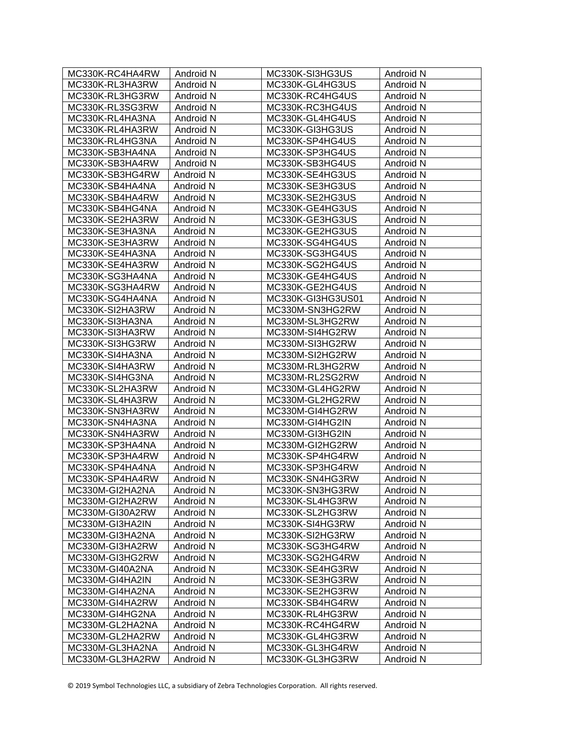| | | | |
|---|---|---|---|
| MC330K-RC4HA4RW | Android N | MC330K-SI3HG3US | Android N |
| MC330K-RL3HA3RW | Android N | MC330K-GL4HG3US | Android N |
| MC330K-RL3HG3RW | Android N | MC330K-RC4HG4US | Android N |
| MC330K-RL3SG3RW | Android N | MC330K-RC3HG4US | Android N |
| MC330K-RL4HA3NA | Android N | MC330K-GL4HG4US | Android N |
| MC330K-RL4HA3RW | Android N | MC330K-GI3HG3US | Android N |
| MC330K-RL4HG3NA | Android N | MC330K-SP4HG4US | Android N |
| MC330K-SB3HA4NA | Android N | MC330K-SP3HG4US | Android N |
| MC330K-SB3HA4RW | Android N | MC330K-SB3HG4US | Android N |
| MC330K-SB3HG4RW | Android N | MC330K-SE4HG3US | Android N |
| MC330K-SB4HA4NA | Android N | MC330K-SE3HG3US | Android N |
| MC330K-SB4HA4RW | Android N | MC330K-SE2HG3US | Android N |
| MC330K-SB4HG4NA | Android N | MC330K-GE4HG3US | Android N |
| MC330K-SE2HA3RW | Android N | MC330K-GE3HG3US | Android N |
| MC330K-SE3HA3NA | Android N | MC330K-GE2HG3US | Android N |
| MC330K-SE3HA3RW | Android N | MC330K-SG4HG4US | Android N |
| MC330K-SE4HA3NA | Android N | MC330K-SG3HG4US | Android N |
| MC330K-SE4HA3RW | Android N | MC330K-SG2HG4US | Android N |
| MC330K-SG3HA4NA | Android N | MC330K-GE4HG4US | Android N |
| MC330K-SG3HA4RW | Android N | MC330K-GE2HG4US | Android N |
| MC330K-SG4HA4NA | Android N | MC330K-GI3HG3US01 | Android N |
| MC330K-SI2HA3RW | Android N | MC330M-SN3HG2RW | Android N |
| MC330K-SI3HA3NA | Android N | MC330M-SL3HG2RW | Android N |
| MC330K-SI3HA3RW | Android N | MC330M-SI4HG2RW | Android N |
| MC330K-SI3HG3RW | Android N | MC330M-SI3HG2RW | Android N |
| MC330K-SI4HA3NA | Android N | MC330M-SI2HG2RW | Android N |
| MC330K-SI4HA3RW | Android N | MC330M-RL3HG2RW | Android N |
| MC330K-SI4HG3NA | Android N | MC330M-RL2SG2RW | Android N |
| MC330K-SL2HA3RW | Android N | MC330M-GL4HG2RW | Android N |
| MC330K-SL4HA3RW | Android N | MC330M-GL2HG2RW | Android N |
| MC330K-SN3HA3RW | Android N | MC330M-GI4HG2RW | Android N |
| MC330K-SN4HA3NA | Android N | MC330M-GI4HG2IN | Android N |
| MC330K-SN4HA3RW | Android N | MC330M-GI3HG2IN | Android N |
| MC330K-SP3HA4NA | Android N | MC330M-GI2HG2RW | Android N |
| MC330K-SP3HA4RW | Android N | MC330K-SP4HG4RW | Android N |
| MC330K-SP4HA4NA | Android N | MC330K-SP3HG4RW | Android N |
| MC330K-SP4HA4RW | Android N | MC330K-SN4HG3RW | Android N |
| MC330M-GI2HA2NA | Android N | MC330K-SN3HG3RW | Android N |
| MC330M-GI2HA2RW | Android N | MC330K-SL4HG3RW | Android N |
| MC330M-GI30A2RW | Android N | MC330K-SL2HG3RW | Android N |
| MC330M-GI3HA2IN | Android N | MC330K-SI4HG3RW | Android N |
| MC330M-GI3HA2NA | Android N | MC330K-SI2HG3RW | Android N |
| MC330M-GI3HA2RW | Android N | MC330K-SG3HG4RW | Android N |
| MC330M-GI3HG2RW | Android N | MC330K-SG2HG4RW | Android N |
| MC330M-GI40A2NA | Android N | MC330K-SE4HG3RW | Android N |
| MC330M-GI4HA2IN | Android N | MC330K-SE3HG3RW | Android N |
| MC330M-GI4HA2NA | Android N | MC330K-SE2HG3RW | Android N |
| MC330M-GI4HA2RW | Android N | MC330K-SB4HG4RW | Android N |
| MC330M-GI4HG2NA | Android N | MC330K-RL4HG3RW | Android N |
| MC330M-GL2HA2NA | Android N | MC330K-RC4HG4RW | Android N |
| MC330M-GL2HA2RW | Android N | MC330K-GL4HG3RW | Android N |
| MC330M-GL3HA2NA | Android N | MC330K-GL3HG4RW | Android N |
| MC330M-GL3HA2RW | Android N | MC330K-GL3HG3RW | Android N |

© 2019 Symbol Technologies LLC, a subsidiary of Zebra Technologies Corporation. All rights reserved.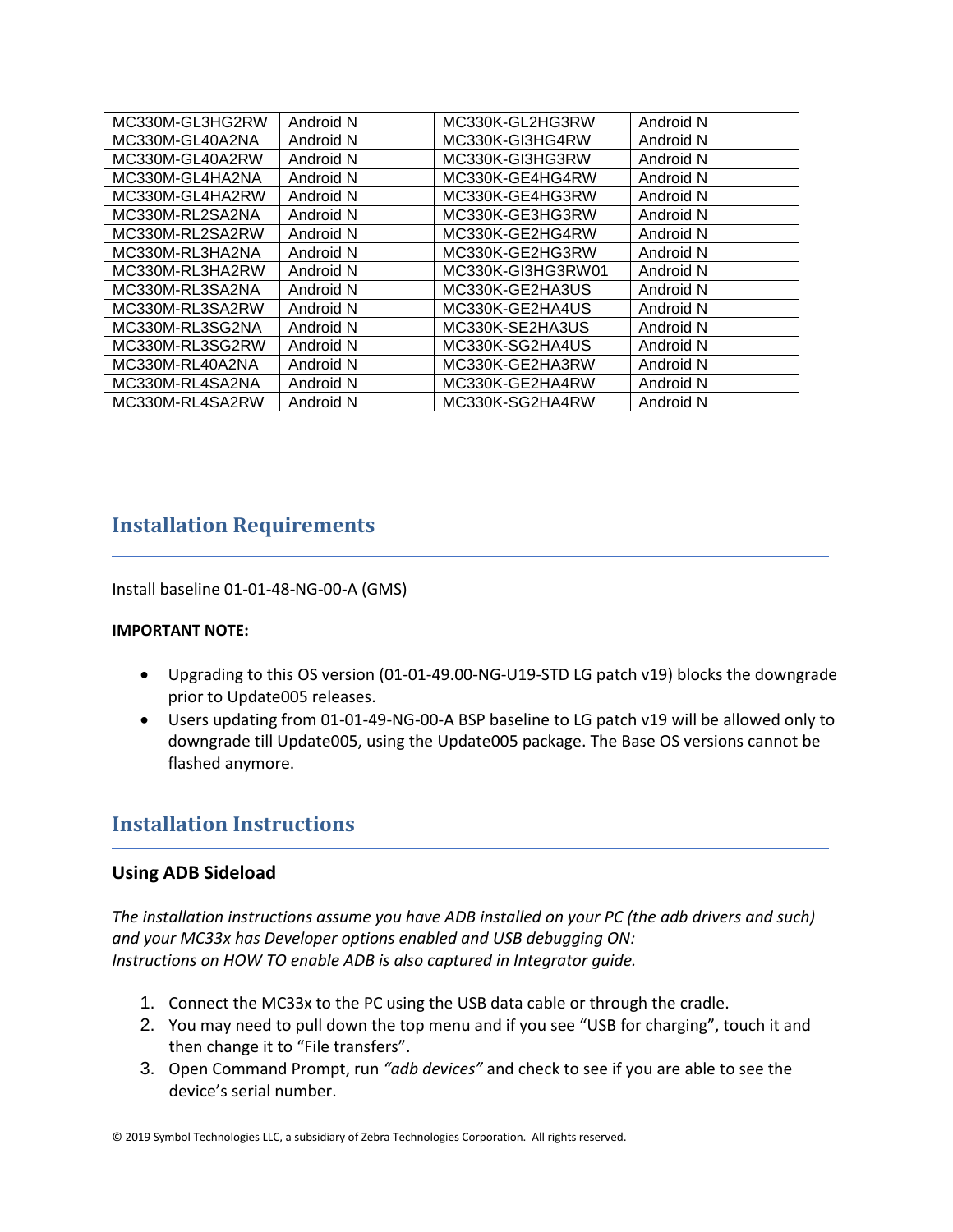| MC330M-GL3HG2RW | Android N | MC330K-GL2HG3RW | Android N |
|---|---|---|---|
| MC330M-GL40A2NA | Android N | MC330K-GI3HG4RW | Android N |
| MC330M-GL40A2RW | Android N | MC330K-GI3HG3RW | Android N |
| MC330M-GL4HA2NA | Android N | MC330K-GE4HG4RW | Android N |
| MC330M-GL4HA2RW | Android N | MC330K-GE4HG3RW | Android N |
| MC330M-RL2SA2NA | Android N | MC330K-GE3HG3RW | Android N |
| MC330M-RL2SA2RW | Android N | MC330K-GE2HG4RW | Android N |
| MC330M-RL3HA2NA | Android N | MC330K-GE2HG3RW | Android N |
| MC330M-RL3HA2RW | Android N | MC330K-GI3HG3RW01 | Android N |
| MC330M-RL3SA2NA | Android N | MC330K-GE2HA3US | Android N |
| MC330M-RL3SA2RW | Android N | MC330K-GE2HA4US | Android N |
| MC330M-RL3SG2NA | Android N | MC330K-SE2HA3US | Android N |
| MC330M-RL3SG2RW | Android N | MC330K-SG2HA4US | Android N |
| MC330M-RL40A2NA | Android N | MC330K-GE2HA3RW | Android N |
| MC330M-RL4SA2NA | Android N | MC330K-GE2HA4RW | Android N |
| MC330M-RL4SA2RW | Android N | MC330K-SG2HA4RW | Android N |

## Installation Requirements

Install baseline 01-01-48-NG-00-A (GMS)

**IMPORTANT NOTE:**

- Upgrading to this OS version (01-01-49.00-NG-U19-STD LG patch v19) blocks the downgrade prior to Update005 releases.
- Users updating from 01-01-49-NG-00-A BSP baseline to LG patch v19 will be allowed only to downgrade till Update005, using the Update005 package. The Base OS versions cannot be flashed anymore.

## Installation Instructions

### Using ADB Sideload

*The installation instructions assume you have ADB installed on your PC (the adb drivers and such) and your MC33x has Developer options enabled and USB debugging ON:*
*Instructions on HOW TO enable ADB is also captured in Integrator guide.*

1. Connect the MC33x to the PC using the USB data cable or through the cradle.
2. You may need to pull down the top menu and if you see “USB for charging”, touch it and then change it to “File transfers”.
3. Open Command Prompt, run *“adb devices”* and check to see if you are able to see the device’s serial number.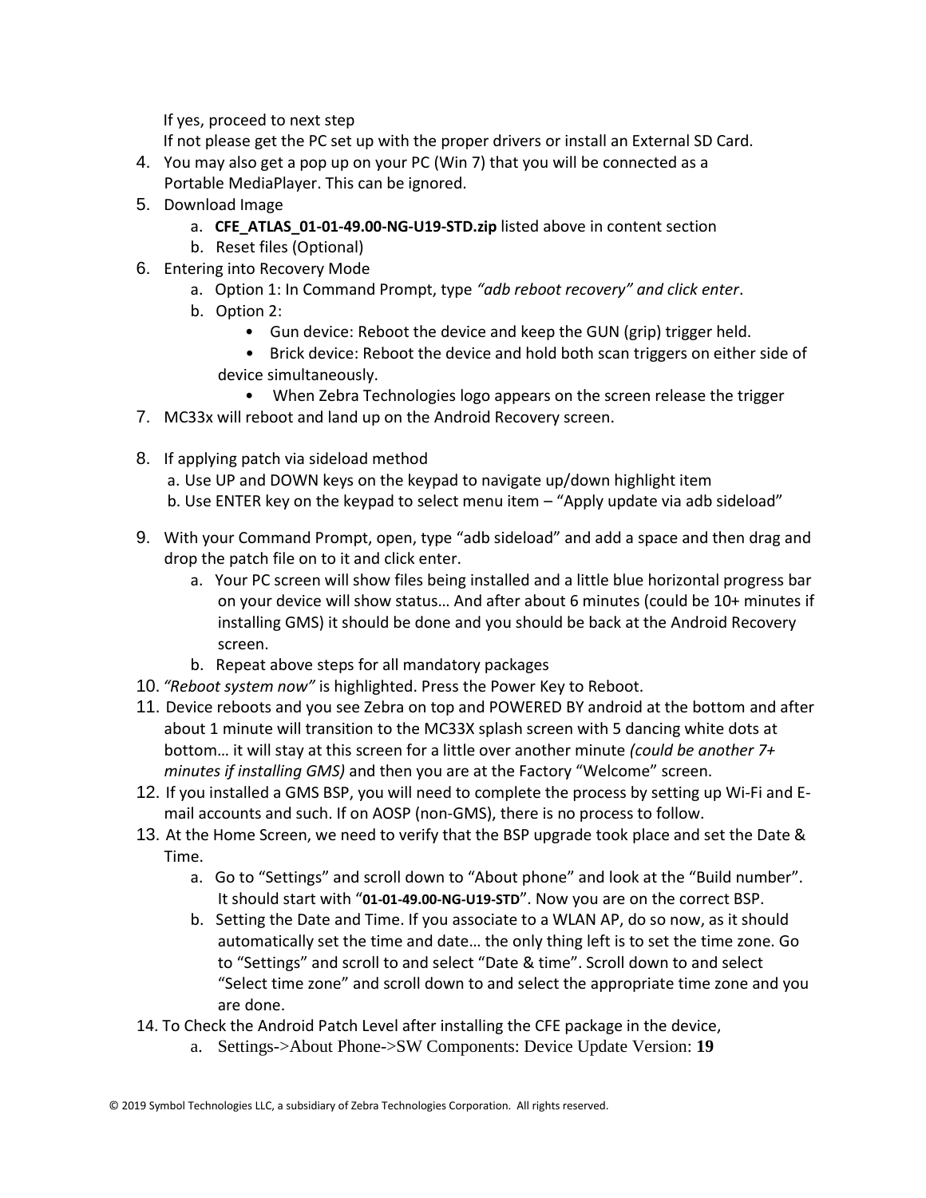If yes, proceed to next step
If not please get the PC set up with the proper drivers or install an External SD Card.

4. You may also get a pop up on your PC (Win 7) that you will be connected as a Portable MediaPlayer. This can be ignored.
5. Download Image
   a. **CFE_ATLAS_01-01-49.00-NG-U19-STD.zip** listed above in content section
   b. Reset files (Optional)
6. Entering into Recovery Mode
   a. Option 1: In Command Prompt, type *"adb reboot recovery" and click enter*.
   b. Option 2:
      - Gun device: Reboot the device and keep the GUN (grip) trigger held.
      - Brick device: Reboot the device and hold both scan triggers on either side of device simultaneously.
      - When Zebra Technologies logo appears on the screen release the trigger
7. MC33x will reboot and land up on the Android Recovery screen.
8. If applying patch via sideload method
   a. Use UP and DOWN keys on the keypad to navigate up/down highlight item
   b. Use ENTER key on the keypad to select menu item – "Apply update via adb sideload"
9. With your Command Prompt, open, type "adb sideload" and add a space and then drag and drop the patch file on to it and click enter.
   a. Your PC screen will show files being installed and a little blue horizontal progress bar on your device will show status… And after about 6 minutes (could be 10+ minutes if installing GMS) it should be done and you should be back at the Android Recovery screen.
   b. Repeat above steps for all mandatory packages
10. *"Reboot system now"* is highlighted. Press the Power Key to Reboot.
11. Device reboots and you see Zebra on top and POWERED BY android at the bottom and after about 1 minute will transition to the MC33X splash screen with 5 dancing white dots at bottom… it will stay at this screen for a little over another minute *(could be another 7+ minutes if installing GMS)* and then you are at the Factory "Welcome" screen.
12. If you installed a GMS BSP, you will need to complete the process by setting up Wi-Fi and E-mail accounts and such. If on AOSP (non-GMS), there is no process to follow.
13. At the Home Screen, we need to verify that the BSP upgrade took place and set the Date & Time.
    a. Go to "Settings" and scroll down to "About phone" and look at the "Build number". It should start with "**01-01-49.00-NG-U19-STD**". Now you are on the correct BSP.
    b. Setting the Date and Time. If you associate to a WLAN AP, do so now, as it should automatically set the time and date… the only thing left is to set the time zone. Go to "Settings" and scroll to and select "Date & time". Scroll down to and select "Select time zone" and scroll down to and select the appropriate time zone and you are done.
14. To Check the Android Patch Level after installing the CFE package in the device,
    a. Settings->About Phone->SW Components: Device Update Version: **19**

© 2019 Symbol Technologies LLC, a subsidiary of Zebra Technologies Corporation. All rights reserved.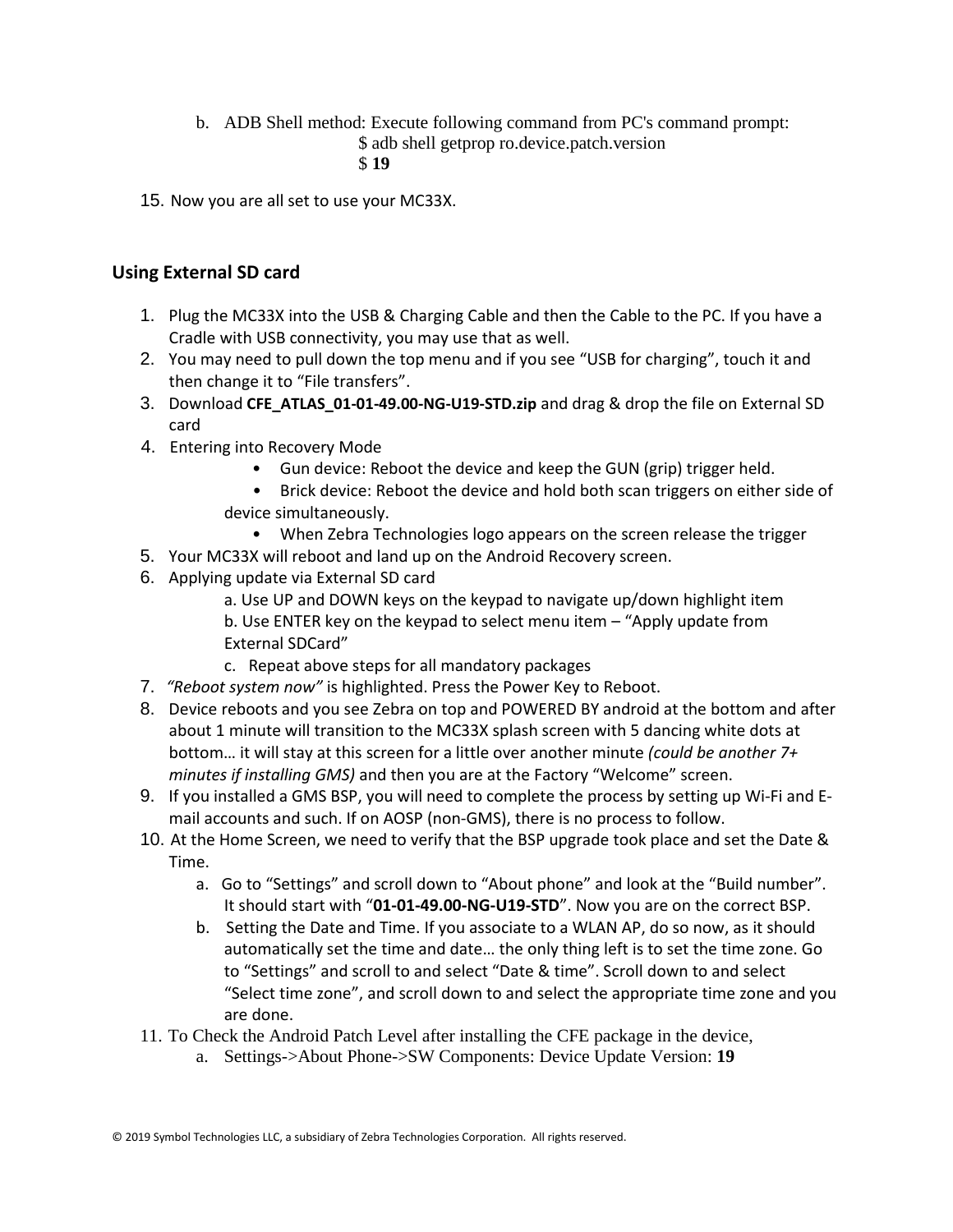b. ADB Shell method: Execute following command from PC's command prompt:

```
$ adb shell getprop ro.device.patch.version
$ 19
```

15. Now you are all set to use your MC33X.

## Using External SD card

1. Plug the MC33X into the USB & Charging Cable and then the Cable to the PC. If you have a Cradle with USB connectivity, you may use that as well.
2. You may need to pull down the top menu and if you see “USB for charging”, touch it and then change it to “File transfers”.
3. Download **CFE_ATLAS_01-01-49.00-NG-U19-STD.zip** and drag & drop the file on External SD card
4. Entering into Recovery Mode
   - Gun device: Reboot the device and keep the GUN (grip) trigger held.
   - Brick device: Reboot the device and hold both scan triggers on either side of device simultaneously.
   - When Zebra Technologies logo appears on the screen release the trigger
5. Your MC33X will reboot and land up on the Android Recovery screen.
6. Applying update via External SD card
   a. Use UP and DOWN keys on the keypad to navigate up/down highlight item
   b. Use ENTER key on the keypad to select menu item – “Apply update from External SDCard”
   c. Repeat above steps for all mandatory packages
7. *“Reboot system now”* is highlighted. Press the Power Key to Reboot.
8. Device reboots and you see Zebra on top and POWERED BY android at the bottom and after about 1 minute will transition to the MC33X splash screen with 5 dancing white dots at bottom… it will stay at this screen for a little over another minute *(could be another 7+ minutes if installing GMS)* and then you are at the Factory “Welcome” screen.
9. If you installed a GMS BSP, you will need to complete the process by setting up Wi-Fi and E-mail accounts and such. If on AOSP (non-GMS), there is no process to follow.
10. At the Home Screen, we need to verify that the BSP upgrade took place and set the Date & Time.
    a. Go to “Settings” and scroll down to “About phone” and look at the “Build number”. It should start with “**01-01-49.00-NG-U19-STD**”. Now you are on the correct BSP.
    b. Setting the Date and Time. If you associate to a WLAN AP, do so now, as it should automatically set the time and date… the only thing left is to set the time zone. Go to “Settings” and scroll to and select “Date & time”. Scroll down to and select “Select time zone”, and scroll down to and select the appropriate time zone and you are done.
11. To Check the Android Patch Level after installing the CFE package in the device,
    a. Settings->About Phone->SW Components: Device Update Version: **19**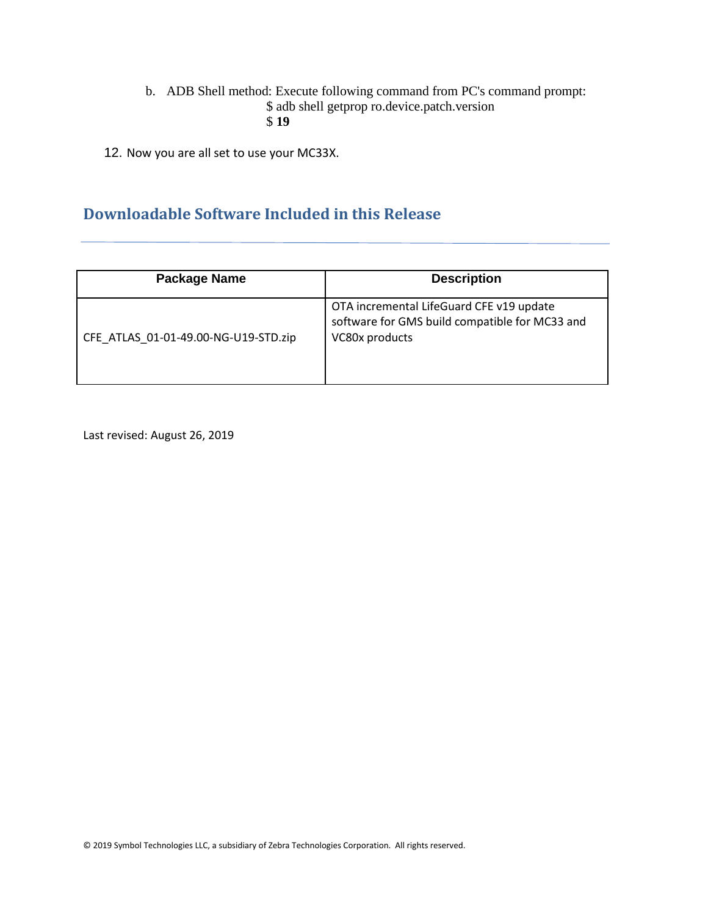b. ADB Shell method: Execute following command from PC's command prompt:

```
$ adb shell getprop ro.device.patch.version
$ 19
```

12. Now you are all set to use your MC33X.

## Downloadable Software Included in this Release

| Package Name | Description |
|---|---|
| CFE_ATLAS_01-01-49.00-NG-U19-STD.zip | OTA incremental LifeGuard CFE v19 update software for GMS build compatible for MC33 and VC80x products |

Last revised: August 26, 2019

© 2019 Symbol Technologies LLC, a subsidiary of Zebra Technologies Corporation. All rights reserved.